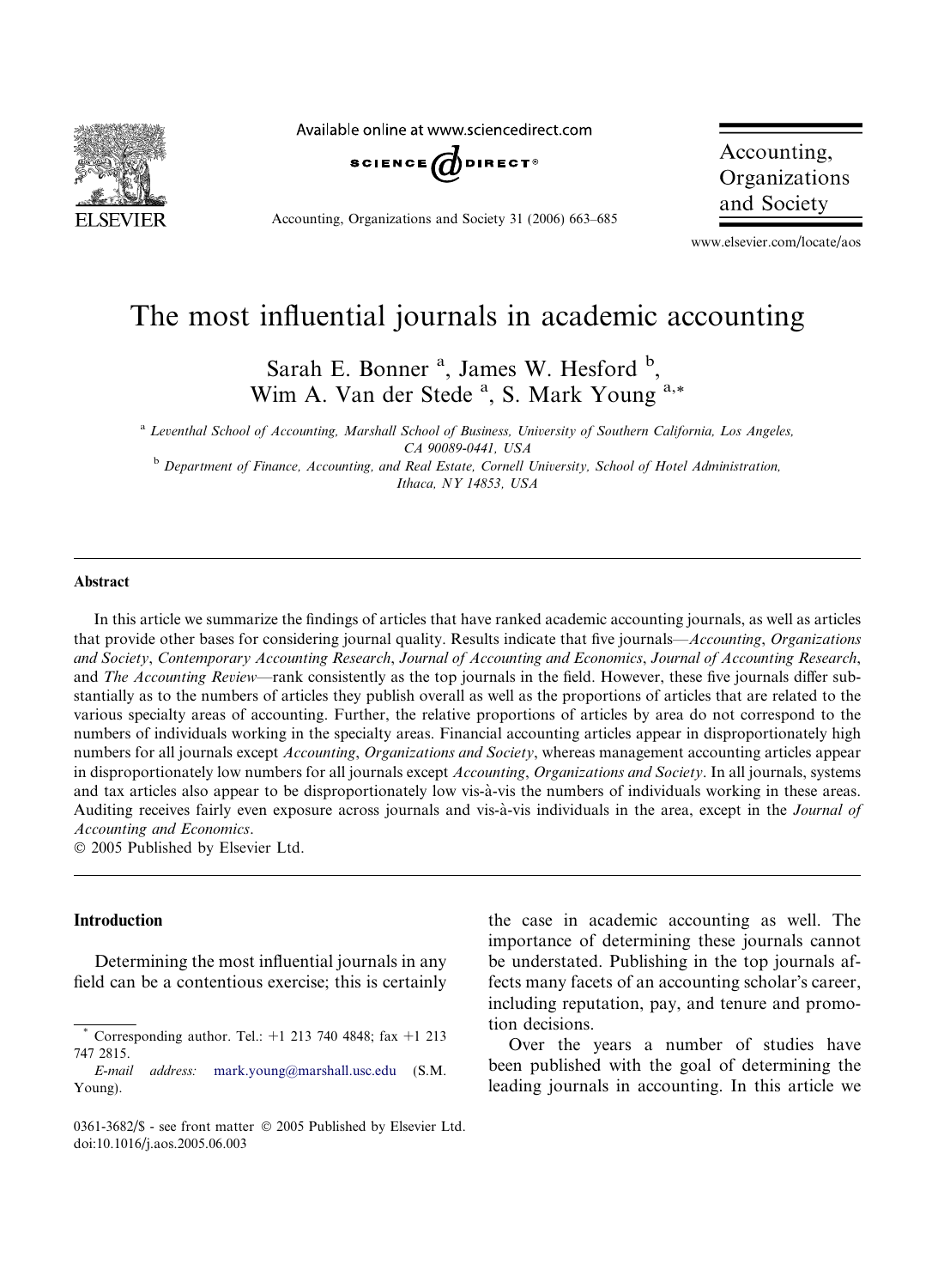# The most influential journals in academic accounting

Sarah E. Bonner [a], James W. Hesford [b], Wim A. Van der Stede [a], S. Mark Young [a,*]

[a] Leventhal School of Accounting, Marshall School of Business, University of Southern California, Los Angeles, CA 90089-0441, USA

[b] Department of Finance, Accounting, and Real Estate, Cornell University, School of Hotel Administration, Ithaca, NY 14853, USA

## Abstract

In this article we summarize the findings of articles that have ranked academic accounting journals, as well as articles that provide other bases for considering journal quality. Results indicate that five journals—*Accounting, Organizations and Society*, *Contemporary Accounting Research*, *Journal of Accounting and Economics*, *Journal of Accounting Research*, and *The Accounting Review*—rank consistently as the top journals in the field. However, these five journals differ substantially as to the numbers of articles they publish overall as well as the proportions of articles that are related to the various specialty areas of accounting. Further, the relative proportions of articles by area do not correspond to the numbers of individuals working in the specialty areas. Financial accounting articles appear in disproportionately high numbers for all journals except *Accounting, Organizations and Society*, whereas management accounting articles appear in disproportionately low numbers for all journals except *Accounting, Organizations and Society*. In all journals, systems and tax articles also appear to be disproportionately low vis-à-vis the numbers of individuals working in these areas. Auditing receives fairly even exposure across journals and vis-à-vis individuals in the area, except in the *Journal of Accounting and Economics*.

© 2005 Published by Elsevier Ltd.

## Introduction

Determining the most influential journals in any field can be a contentious exercise; this is certainly the case in academic accounting as well. The importance of determining these journals cannot be understated. Publishing in the top journals affects many facets of an accounting scholar's career, including reputation, pay, and tenure and promotion decisions.

Over the years a number of studies have been published with the goal of determining the leading journals in accounting. In this article we

* Corresponding author. Tel.: +1 213 740 4848; fax +1 213 747 2815.
*E-mail address:* mark.young@marshall.usc.edu (S.M. Young).

0361-3682/$ - see front matter © 2005 Published by Elsevier Ltd.
doi:10.1016/j.aos.2005.06.003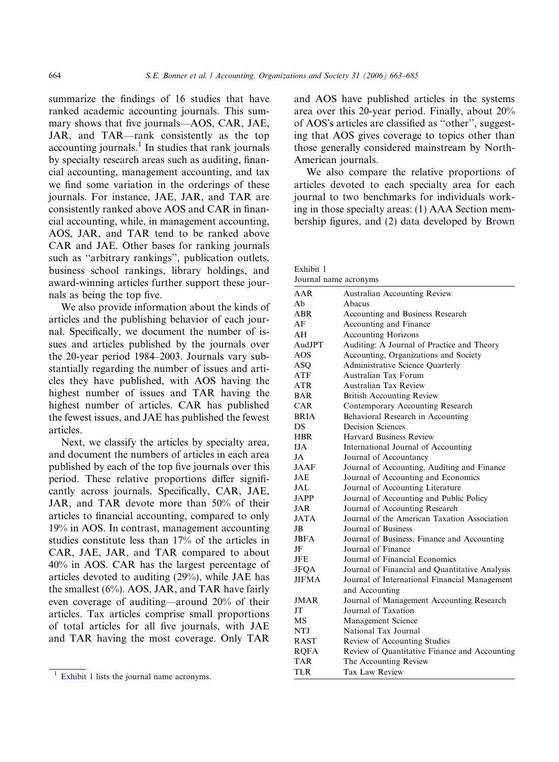summarize the findings of 16 studies that have ranked academic accounting journals. This summary shows that five journals—AOS, CAR, JAE, JAR, and TAR—rank consistently as the top accounting journals.[1] In studies that rank journals by specialty research areas such as auditing, financial accounting, management accounting, and tax we find some variation in the orderings of these journals. For instance, JAE, JAR, and TAR are consistently ranked above AOS and CAR in financial accounting, while, in management accounting, AOS, JAR, and TAR tend to be ranked above CAR and JAE. Other bases for ranking journals such as "arbitrary rankings", publication outlets, business school rankings, library holdings, and award-winning articles further support these journals as being the top five.

We also provide information about the kinds of articles and the publishing behavior of each journal. Specifically, we document the number of issues and articles published by the journals over the 20-year period 1984–2003. Journals vary substantially regarding the number of issues and articles they have published, with AOS having the highest number of issues and TAR having the highest number of articles. CAR has published the fewest issues, and JAE has published the fewest articles.

Next, we classify the articles by specialty area, and document the numbers of articles in each area published by each of the top five journals over this period. These relative proportions differ significantly across journals. Specifically, CAR, JAE, JAR, and TAR devote more than 50% of their articles to financial accounting, compared to only 19% in AOS. In contrast, management accounting studies constitute less than 17% of the articles in CAR, JAE, JAR, and TAR compared to about 40% in AOS. CAR has the largest percentage of articles devoted to auditing (29%), while JAE has the smallest (6%). AOS, JAR, and TAR have fairly even coverage of auditing—around 20% of their articles. Tax articles comprise small proportions of total articles for all five journals, with JAE and TAR having the most coverage. Only TAR and AOS have published articles in the systems area over this 20-year period. Finally, about 20% of AOS's articles are classified as "other", suggesting that AOS gives coverage to topics other than those generally considered mainstream by North-American journals.

We also compare the relative proportions of articles devoted to each specialty area for each journal to two benchmarks for individuals working in those specialty areas: (1) AAA Section membership figures, and (2) data developed by Brown

Exhibit 1
Journal name acronyms

| | |
|---|---|
| AAR | Australian Accounting Review |
| Ab | Abacus |
| ABR | Accounting and Business Research |
| AF | Accounting and Finance |
| AH | Accounting Horizons |
| AudJPT | Auditing: A Journal of Practice and Theory |
| AOS | Accounting, Organizations and Society |
| ASQ | Administrative Science Quarterly |
| ATF | Australian Tax Forum |
| ATR | Australian Tax Review |
| BAR | British Accounting Review |
| CAR | Contemporary Accounting Research |
| BRIA | Behavioral Research in Accounting |
| DS | Decision Sciences |
| HBR | Harvard Business Review |
| IJA | International Journal of Accounting |
| JA | Journal of Accountancy |
| JAAF | Journal of Accounting, Auditing and Finance |
| JAE | Journal of Accounting and Economics |
| JAL | Journal of Accounting Literature |
| JAPP | Journal of Accounting and Public Policy |
| JAR | Journal of Accounting Research |
| JATA | Journal of the American Taxation Association |
| JB | Journal of Business |
| JBFA | Journal of Business, Finance and Accounting |
| JF | Journal of Finance |
| JFE | Journal of Financial Economics |
| JFQA | Journal of Financial and Quantitative Analysis |
| JIFMA | Journal of International Financial Management and Accounting |
| JMAR | Journal of Management Accounting Research |
| JT | Journal of Taxation |
| MS | Management Science |
| NTJ | National Tax Journal |
| RAST | Review of Accounting Studies |
| RQFA | Review of Quantitative Finance and Accounting |
| TAR | The Accounting Review |
| TLR | Tax Law Review |

[1] Exhibit 1 lists the journal name acronyms.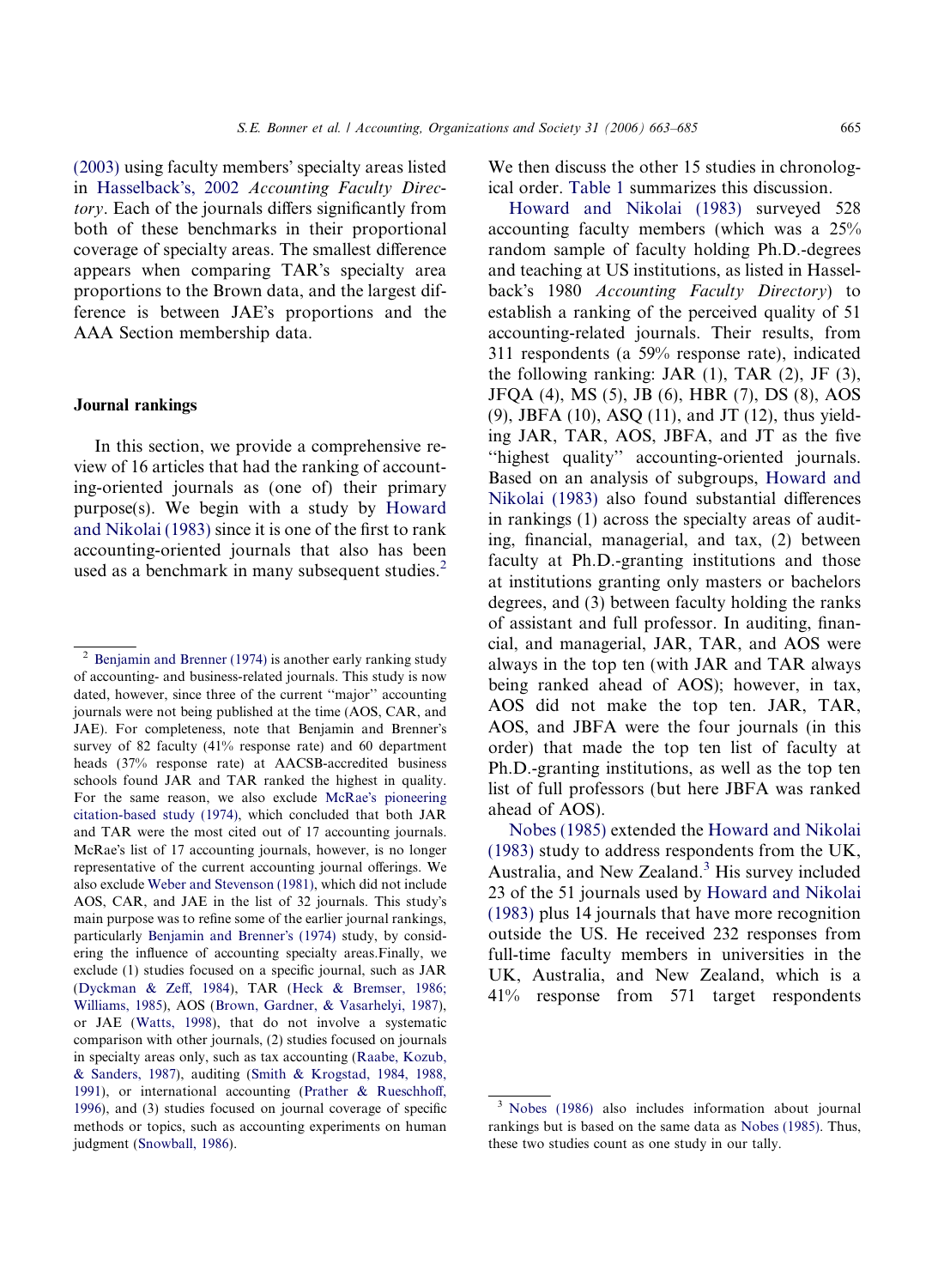(2003) using faculty members' specialty areas listed in Hasselback's, 2002 *Accounting Faculty Directory*. Each of the journals differs significantly from both of these benchmarks in their proportional coverage of specialty areas. The smallest difference appears when comparing TAR's specialty area proportions to the Brown data, and the largest difference is between JAE's proportions and the AAA Section membership data.

## Journal rankings

In this section, we provide a comprehensive review of 16 articles that had the ranking of accounting-oriented journals as (one of) their primary purpose(s). We begin with a study by Howard and Nikolai (1983) since it is one of the first to rank accounting-oriented journals that also has been used as a benchmark in many subsequent studies.[2] We then discuss the other 15 studies in chronological order. Table 1 summarizes this discussion.

Howard and Nikolai (1983) surveyed 528 accounting faculty members (which was a 25% random sample of faculty holding Ph.D.-degrees and teaching at US institutions, as listed in Hasselback's 1980 *Accounting Faculty Directory*) to establish a ranking of the perceived quality of 51 accounting-related journals. Their results, from 311 respondents (a 59% response rate), indicated the following ranking: JAR (1), TAR (2), JF (3), JFQA (4), MS (5), JB (6), HBR (7), DS (8), AOS (9), JBFA (10), ASQ (11), and JT (12), thus yielding JAR, TAR, AOS, JBFA, and JT as the five "highest quality" accounting-oriented journals. Based on an analysis of subgroups, Howard and Nikolai (1983) also found substantial differences in rankings (1) across the specialty areas of auditing, financial, managerial, and tax, (2) between faculty at Ph.D.-granting institutions and those at institutions granting only masters or bachelors degrees, and (3) between faculty holding the ranks of assistant and full professor. In auditing, financial, and managerial, JAR, TAR, and AOS were always in the top ten (with JAR and TAR always being ranked ahead of AOS); however, in tax, AOS did not make the top ten. JAR, TAR, AOS, and JBFA were the four journals (in this order) that made the top ten list of faculty at Ph.D.-granting institutions, as well as the top ten list of full professors (but here JBFA was ranked ahead of AOS).

Nobes (1985) extended the Howard and Nikolai (1983) study to address respondents from the UK, Australia, and New Zealand.[3] His survey included 23 of the 51 journals used by Howard and Nikolai (1983) plus 14 journals that have more recognition outside the US. He received 232 responses from full-time faculty members in universities in the UK, Australia, and New Zealand, which is a 41% response from 571 target respondents

---

[2] Benjamin and Brenner (1974) is another early ranking study of accounting- and business-related journals. This study is now dated, however, since three of the current "major" accounting journals were not being published at the time (AOS, CAR, and JAE). For completeness, note that Benjamin and Brenner's survey of 82 faculty (41% response rate) and 60 department heads (37% response rate) at AACSB-accredited business schools found JAR and TAR ranked the highest in quality. For the same reason, we also exclude McRae's pioneering citation-based study (1974), which concluded that both JAR and TAR were the most cited out of 17 accounting journals. McRae's list of 17 accounting journals, however, is no longer representative of the current accounting journal offerings. We also exclude Weber and Stevenson (1981), which did not include AOS, CAR, and JAE in the list of 32 journals. This study's main purpose was to refine some of the earlier journal rankings, particularly Benjamin and Brenner's (1974) study, by considering the influence of accounting specialty areas. Finally, we exclude (1) studies focused on a specific journal, such as JAR (Dyckman & Zeff, 1984), TAR (Heck & Bremser, 1986; Williams, 1985), AOS (Brown, Gardner, & Vasarhelyi, 1987), or JAE (Watts, 1998), that do not involve a systematic comparison with other journals, (2) studies focused on journals in specialty areas only, such as tax accounting (Raabe, Kozub, & Sanders, 1987), auditing (Smith & Krogstad, 1984, 1988, 1991), or international accounting (Prather & Rueschhoff, 1996), and (3) studies focused on journal coverage of specific methods or topics, such as accounting experiments on human judgment (Snowball, 1986).

[3] Nobes (1986) also includes information about journal rankings but is based on the same data as Nobes (1985). Thus, these two studies count as one study in our tally.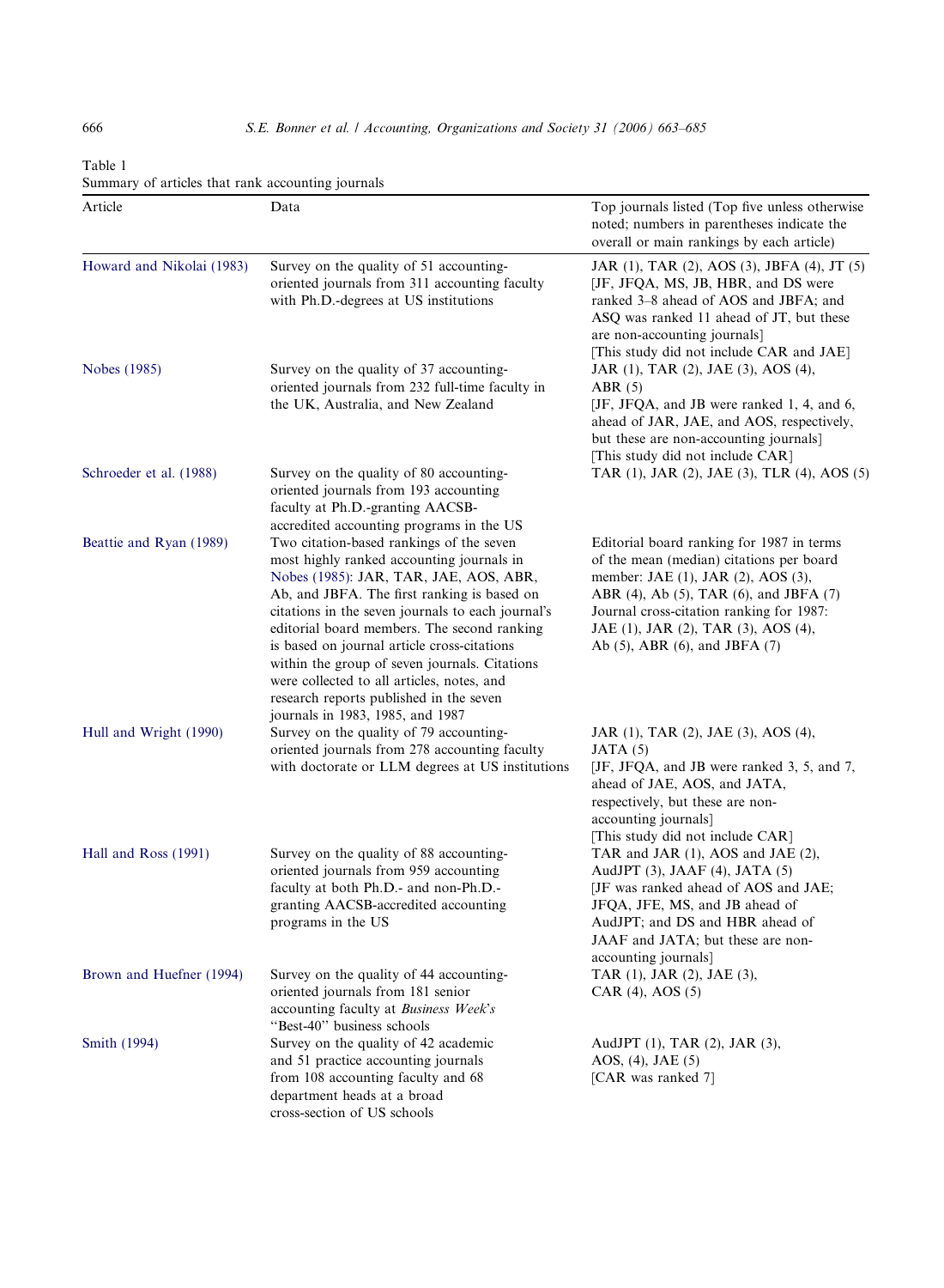Table 1
Summary of articles that rank accounting journals

| Article | Data | Top journals listed (Top five unless otherwise noted; numbers in parentheses indicate the overall or main rankings by each article) |
|---|---|---|
| Howard and Nikolai (1983) | Survey on the quality of 51 accounting-oriented journals from 311 accounting faculty with Ph.D.-degrees at US institutions | JAR (1), TAR (2), AOS (3), JBFA (4), JT (5) [JF, JFQA, MS, JB, HBR, and DS were ranked 3–8 ahead of AOS and JBFA; and ASQ was ranked 11 ahead of JT, but these are non-accounting journals] [This study did not include CAR and JAE] |
| Nobes (1985) | Survey on the quality of 37 accounting-oriented journals from 232 full-time faculty in the UK, Australia, and New Zealand | JAR (1), TAR (2), JAE (3), AOS (4), ABR (5) [JF, JFQA, and JB were ranked 1, 4, and 6, ahead of JAR, JAE, and AOS, respectively, but these are non-accounting journals] [This study did not include CAR] |
| Schroeder et al. (1988) | Survey on the quality of 80 accounting-oriented journals from 193 accounting faculty at Ph.D.-granting AACSB-accredited accounting programs in the US | TAR (1), JAR (2), JAE (3), TLR (4), AOS (5) |
| Beattie and Ryan (1989) | Two citation-based rankings of the seven most highly ranked accounting journals in Nobes (1985): JAR, TAR, JAE, AOS, ABR, Ab, and JBFA. The first ranking is based on citations in the seven journals to each journal's editorial board members. The second ranking is based on journal article cross-citations within the group of seven journals. Citations were collected to all articles, notes, and research reports published in the seven journals in 1983, 1985, and 1987 | Editorial board ranking for 1987 in terms of the mean (median) citations per board member: JAE (1), JAR (2), AOS (3), ABR (4), Ab (5), TAR (6), and JBFA (7) Journal cross-citation ranking for 1987: JAE (1), JAR (2), TAR (3), AOS (4), Ab (5), ABR (6), and JBFA (7) |
| Hull and Wright (1990) | Survey on the quality of 79 accounting-oriented journals from 278 accounting faculty with doctorate or LLM degrees at US institutions | JAR (1), TAR (2), JAE (3), AOS (4), JATA (5) [JF, JFQA, and JB were ranked 3, 5, and 7, ahead of JAE, AOS, and JATA, respectively, but these are non-accounting journals] [This study did not include CAR] |
| Hall and Ross (1991) | Survey on the quality of 88 accounting-oriented journals from 959 accounting faculty at both Ph.D.- and non-Ph.D.-granting AACSB-accredited accounting programs in the US | TAR and JAR (1), AOS and JAE (2), AudJPT (3), JAAF (4), JATA (5) [JF was ranked ahead of AOS and JAE; JFQA, JFE, MS, and JB ahead of AudJPT; and DS and HBR ahead of JAAF and JATA; but these are non-accounting journals] |
| Brown and Huefner (1994) | Survey on the quality of 44 accounting-oriented journals from 181 senior accounting faculty at *Business Week's* "Best-40" business schools | TAR (1), JAR (2), JAE (3), CAR (4), AOS (5) |
| Smith (1994) | Survey on the quality of 42 academic and 51 practice accounting journals from 108 accounting faculty and 68 department heads at a broad cross-section of US schools | AudJPT (1), TAR (2), JAR (3), AOS, (4), JAE (5) [CAR was ranked 7] |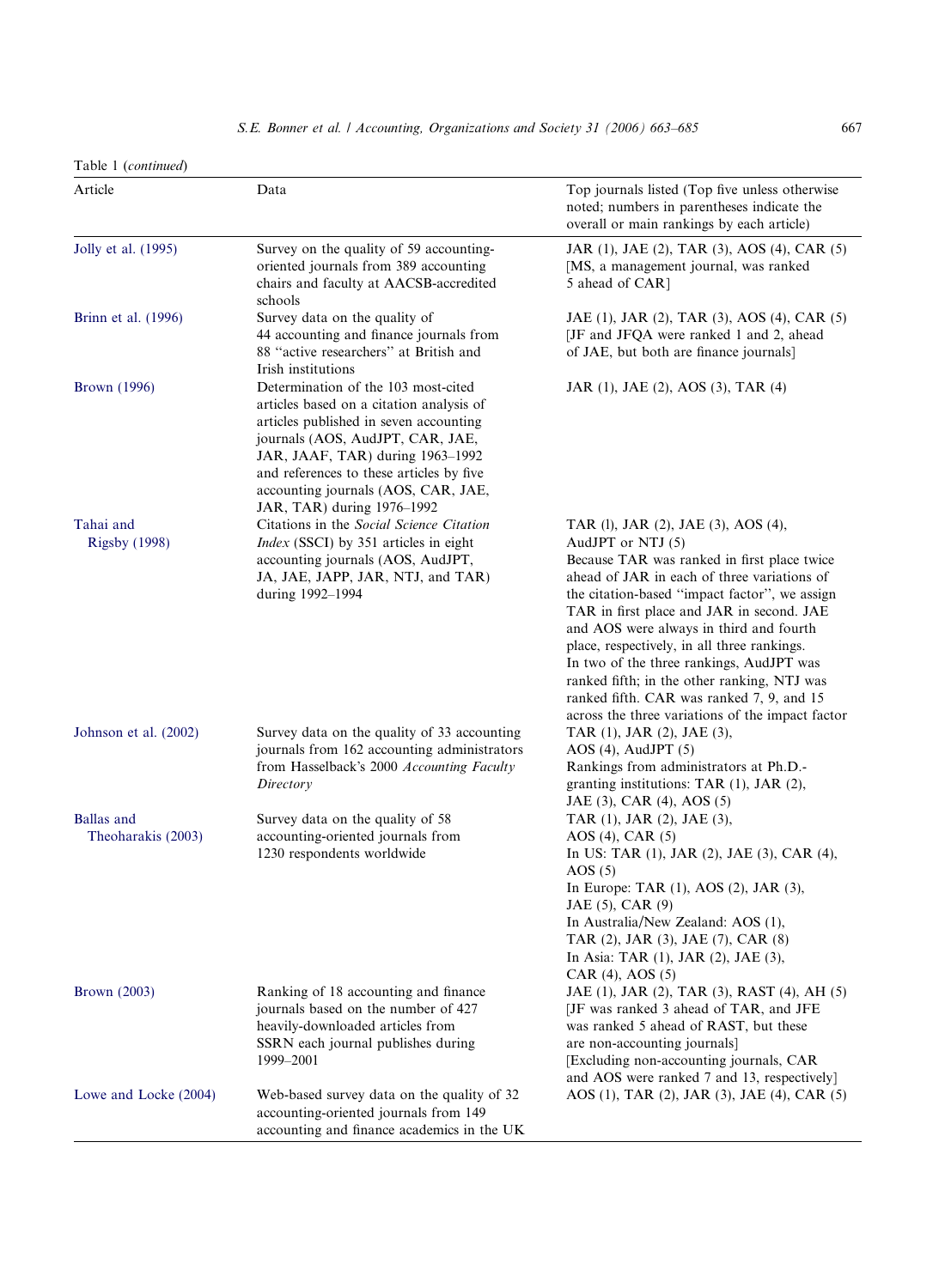Table 1 (*continued*)

| Article | Data | Top journals listed (Top five unless otherwise noted; numbers in parentheses indicate the overall or main rankings by each article) |
| --- | --- | --- |
| Jolly et al. (1995) | Survey on the quality of 59 accounting-oriented journals from 389 accounting chairs and faculty at AACSB-accredited schools | JAR (1), JAE (2), TAR (3), AOS (4), CAR (5) [MS, a management journal, was ranked 5 ahead of CAR] |
| Brinn et al. (1996) | Survey data on the quality of 44 accounting and finance journals from 88 "active researchers" at British and Irish institutions | JAE (1), JAR (2), TAR (3), AOS (4), CAR (5) [JF and JFQA were ranked 1 and 2, ahead of JAE, but both are finance journals] |
| Brown (1996) | Determination of the 103 most-cited articles based on a citation analysis of articles published in seven accounting journals (AOS, AudJPT, CAR, JAE, JAR, JAAF, TAR) during 1963–1992 and references to these articles by five accounting journals (AOS, CAR, JAE, JAR, TAR) during 1976–1992 | JAR (1), JAE (2), AOS (3), TAR (4) |
| Tahai and Rigsby (1998) | Citations in the *Social Science Citation Index* (SSCI) by 351 articles in eight accounting journals (AOS, AudJPT, JA, JAE, JAPP, JAR, NTJ, and TAR) during 1992–1994 | TAR (l), JAR (2), JAE (3), AOS (4), AudJPT or NTJ (5) Because TAR was ranked in first place twice ahead of JAR in each of three variations of the citation-based "impact factor", we assign TAR in first place and JAR in second. JAE and AOS were always in third and fourth place, respectively, in all three rankings. In two of the three rankings, AudJPT was ranked fifth; in the other ranking, NTJ was ranked fifth. CAR was ranked 7, 9, and 15 across the three variations of the impact factor |
| Johnson et al. (2002) | Survey data on the quality of 33 accounting journals from 162 accounting administrators from Hasselback's 2000 *Accounting Faculty Directory* | TAR (1), JAR (2), JAE (3), AOS (4), AudJPT (5) Rankings from administrators at Ph.D.-granting institutions: TAR (1), JAR (2), JAE (3), CAR (4), AOS (5) |
| Ballas and Theoharakis (2003) | Survey data on the quality of 58 accounting-oriented journals from 1230 respondents worldwide | TAR (1), JAR (2), JAE (3), AOS (4), CAR (5) In US: TAR (1), JAR (2), JAE (3), CAR (4), AOS (5) In Europe: TAR (1), AOS (2), JAR (3), JAE (5), CAR (9) In Australia/New Zealand: AOS (1), TAR (2), JAR (3), JAE (7), CAR (8) In Asia: TAR (1), JAR (2), JAE (3), CAR (4), AOS (5) |
| Brown (2003) | Ranking of 18 accounting and finance journals based on the number of 427 heavily-downloaded articles from SSRN each journal publishes during 1999–2001 | JAE (1), JAR (2), TAR (3), RAST (4), AH (5) [JF was ranked 3 ahead of TAR, and JFE was ranked 5 ahead of RAST, but these are non-accounting journals] [Excluding non-accounting journals, CAR and AOS were ranked 7 and 13, respectively] |
| Lowe and Locke (2004) | Web-based survey data on the quality of 32 accounting-oriented journals from 149 accounting and finance academics in the UK | AOS (1), TAR (2), JAR (3), JAE (4), CAR (5) |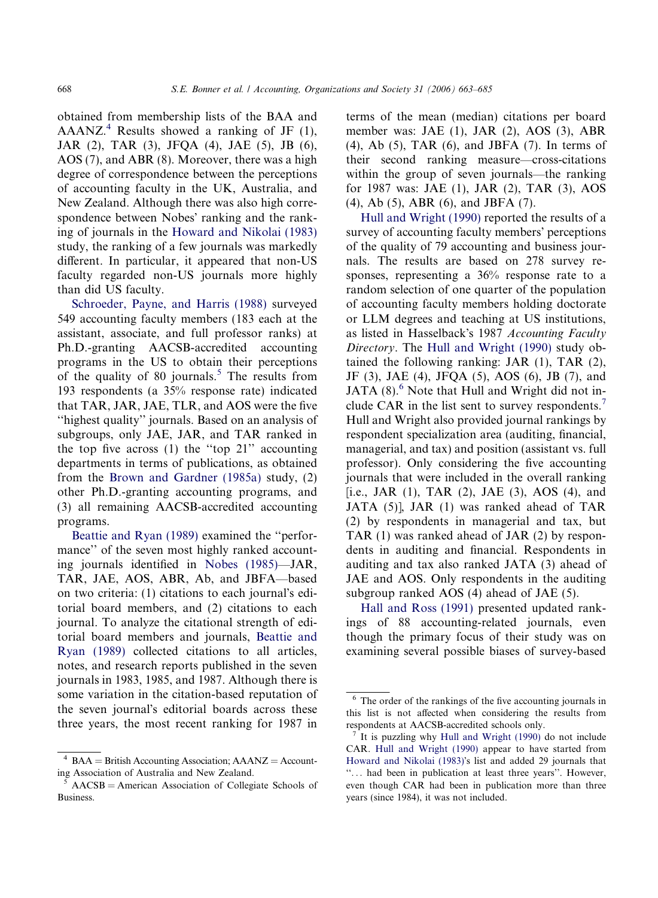obtained from membership lists of the BAA and AAANZ.[4] Results showed a ranking of JF (1), JAR (2), TAR (3), JFQA (4), JAE (5), JB (6), AOS (7), and ABR (8). Moreover, there was a high degree of correspondence between the perceptions of accounting faculty in the UK, Australia, and New Zealand. Although there was also high correspondence between Nobes' ranking and the ranking of journals in the Howard and Nikolai (1983) study, the ranking of a few journals was markedly different. In particular, it appeared that non-US faculty regarded non-US journals more highly than did US faculty.

Schroeder, Payne, and Harris (1988) surveyed 549 accounting faculty members (183 each at the assistant, associate, and full professor ranks) at Ph.D.-granting AACSB-accredited accounting programs in the US to obtain their perceptions of the quality of 80 journals.[5] The results from 193 respondents (a 35% response rate) indicated that TAR, JAR, JAE, TLR, and AOS were the five "highest quality" journals. Based on an analysis of subgroups, only JAE, JAR, and TAR ranked in the top five across (1) the "top 21" accounting departments in terms of publications, as obtained from the Brown and Gardner (1985a) study, (2) other Ph.D.-granting accounting programs, and (3) all remaining AACSB-accredited accounting programs.

Beattie and Ryan (1989) examined the "performance" of the seven most highly ranked accounting journals identified in Nobes (1985)—JAR, TAR, JAE, AOS, ABR, Ab, and JBFA—based on two criteria: (1) citations to each journal's editorial board members, and (2) citations to each journal. To analyze the citational strength of editorial board members and journals, Beattie and Ryan (1989) collected citations to all articles, notes, and research reports published in the seven journals in 1983, 1985, and 1987. Although there is some variation in the citation-based reputation of the seven journal's editorial boards across these three years, the most recent ranking for 1987 in terms of the mean (median) citations per board member was: JAE (1), JAR (2), AOS (3), ABR (4), Ab (5), TAR (6), and JBFA (7). In terms of their second ranking measure—cross-citations within the group of seven journals—the ranking for 1987 was: JAE (1), JAR (2), TAR (3), AOS (4), Ab (5), ABR (6), and JBFA (7).

Hull and Wright (1990) reported the results of a survey of accounting faculty members' perceptions of the quality of 79 accounting and business journals. The results are based on 278 survey responses, representing a 36% response rate to a random selection of one quarter of the population of accounting faculty members holding doctorate or LLM degrees and teaching at US institutions, as listed in Hasselback's 1987 *Accounting Faculty Directory*. The Hull and Wright (1990) study obtained the following ranking: JAR (1), TAR (2), JF (3), JAE (4), JFQA (5), AOS (6), JB (7), and JATA (8).[6] Note that Hull and Wright did not include CAR in the list sent to survey respondents.[7] Hull and Wright also provided journal rankings by respondent specialization area (auditing, financial, managerial, and tax) and position (assistant vs. full professor). Only considering the five accounting journals that were included in the overall ranking [i.e., JAR (1), TAR (2), JAE (3), AOS (4), and JATA (5)], JAR (1) was ranked ahead of TAR (2) by respondents in managerial and tax, but TAR (1) was ranked ahead of JAR (2) by respondents in auditing and financial. Respondents in auditing and tax also ranked JATA (3) ahead of JAE and AOS. Only respondents in the auditing subgroup ranked AOS (4) ahead of JAE (5).

Hall and Ross (1991) presented updated rankings of 88 accounting-related journals, even though the primary focus of their study was on examining several possible biases of survey-based

[4] BAA = British Accounting Association; AAANZ = Accounting Association of Australia and New Zealand.

[5] AACSB = American Association of Collegiate Schools of Business.

[6] The order of the rankings of the five accounting journals in this list is not affected when considering the results from respondents at AACSB-accredited schools only.

[7] It is puzzling why Hull and Wright (1990) do not include CAR. Hull and Wright (1990) appear to have started from Howard and Nikolai (1983)'s list and added 29 journals that "... had been in publication at least three years". However, even though CAR had been in publication more than three years (since 1984), it was not included.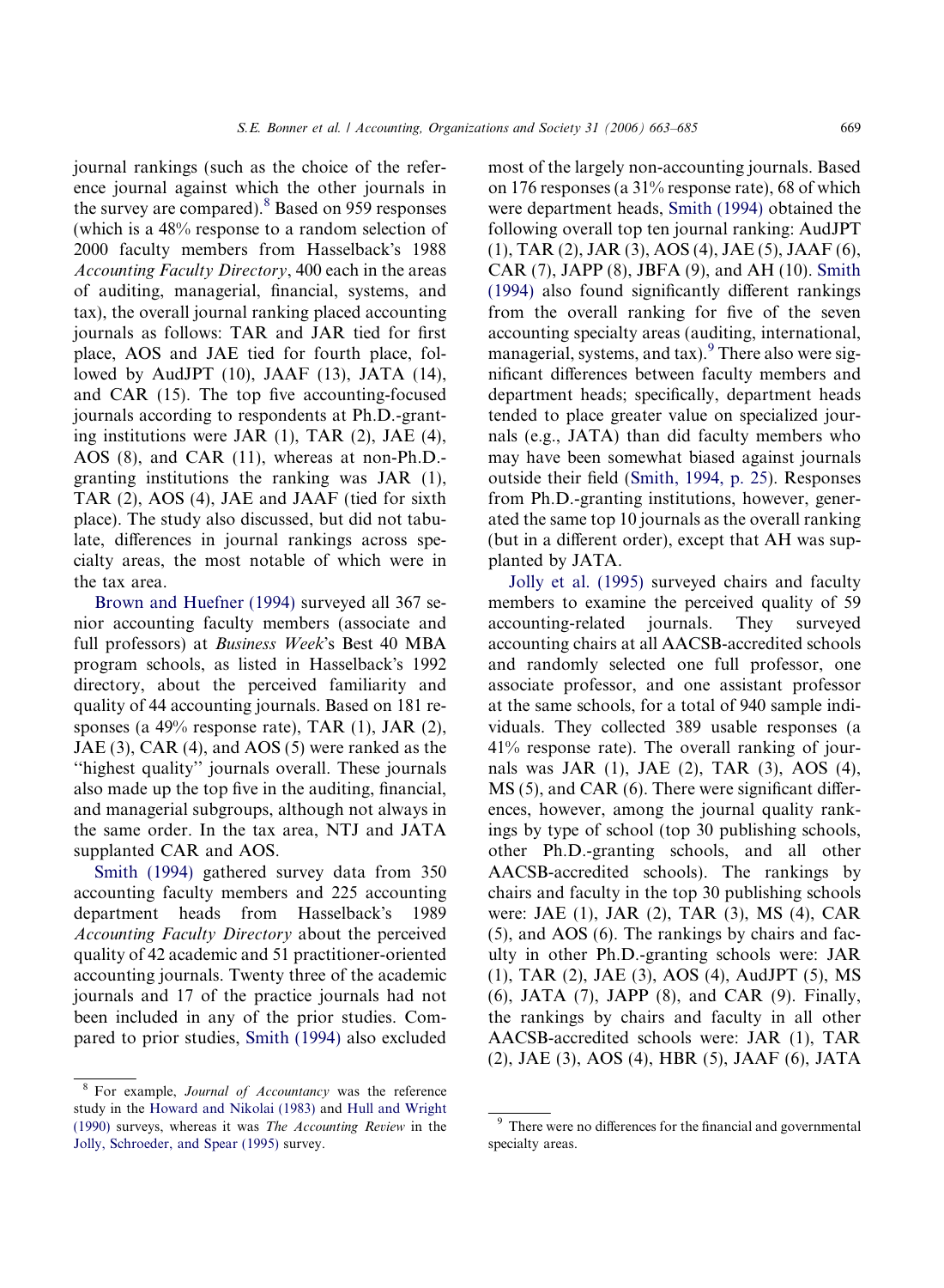journal rankings (such as the choice of the reference journal against which the other journals in the survey are compared).[8] Based on 959 responses (which is a 48% response to a random selection of 2000 faculty members from Hasselback's 1988 *Accounting Faculty Directory*, 400 each in the areas of auditing, managerial, financial, systems, and tax), the overall journal ranking placed accounting journals as follows: TAR and JAR tied for first place, AOS and JAE tied for fourth place, followed by AudJPT (10), JAAF (13), JATA (14), and CAR (15). The top five accounting-focused journals according to respondents at Ph.D.-granting institutions were JAR (1), TAR (2), JAE (4), AOS (8), and CAR (11), whereas at non-Ph.D.-granting institutions the ranking was JAR (1), TAR (2), AOS (4), JAE and JAAF (tied for sixth place). The study also discussed, but did not tabulate, differences in journal rankings across specialty areas, the most notable of which were in the tax area.

Brown and Huefner (1994) surveyed all 367 senior accounting faculty members (associate and full professors) at *Business Week*'s Best 40 MBA program schools, as listed in Hasselback's 1992 directory, about the perceived familiarity and quality of 44 accounting journals. Based on 181 responses (a 49% response rate), TAR (1), JAR (2), JAE (3), CAR (4), and AOS (5) were ranked as the "highest quality" journals overall. These journals also made up the top five in the auditing, financial, and managerial subgroups, although not always in the same order. In the tax area, NTJ and JATA supplanted CAR and AOS.

Smith (1994) gathered survey data from 350 accounting faculty members and 225 accounting department heads from Hasselback's 1989 *Accounting Faculty Directory* about the perceived quality of 42 academic and 51 practitioner-oriented accounting journals. Twenty three of the academic journals and 17 of the practice journals had not been included in any of the prior studies. Compared to prior studies, Smith (1994) also excluded most of the largely non-accounting journals. Based on 176 responses (a 31% response rate), 68 of which were department heads, Smith (1994) obtained the following overall top ten journal ranking: AudJPT (1), TAR (2), JAR (3), AOS (4), JAE (5), JAAF (6), CAR (7), JAPP (8), JBFA (9), and AH (10). Smith (1994) also found significantly different rankings from the overall ranking for five of the seven accounting specialty areas (auditing, international, managerial, systems, and tax).[9] There also were significant differences between faculty members and department heads; specifically, department heads tended to place greater value on specialized journals (e.g., JATA) than did faculty members who may have been somewhat biased against journals outside their field (Smith, 1994, p. 25). Responses from Ph.D.-granting institutions, however, generated the same top 10 journals as the overall ranking (but in a different order), except that AH was supplanted by JATA.

Jolly et al. (1995) surveyed chairs and faculty members to examine the perceived quality of 59 accounting-related journals. They surveyed accounting chairs at all AACSB-accredited schools and randomly selected one full professor, one associate professor, and one assistant professor at the same schools, for a total of 940 sample individuals. They collected 389 usable responses (a 41% response rate). The overall ranking of journals was JAR (1), JAE (2), TAR (3), AOS (4), MS (5), and CAR (6). There were significant differences, however, among the journal quality rankings by type of school (top 30 publishing schools, other Ph.D.-granting schools, and all other AACSB-accredited schools). The rankings by chairs and faculty in the top 30 publishing schools were: JAE (1), JAR (2), TAR (3), MS (4), CAR (5), and AOS (6). The rankings by chairs and faculty in other Ph.D.-granting schools were: JAR (1), TAR (2), JAE (3), AOS (4), AudJPT (5), MS (6), JATA (7), JAPP (8), and CAR (9). Finally, the rankings by chairs and faculty in all other AACSB-accredited schools were: JAR (1), TAR (2), JAE (3), AOS (4), HBR (5), JAAF (6), JATA

---

[8] For example, *Journal of Accountancy* was the reference study in the Howard and Nikolai (1983) and Hull and Wright (1990) surveys, whereas it was *The Accounting Review* in the Jolly, Schroeder, and Spear (1995) survey.

[9] There were no differences for the financial and governmental specialty areas.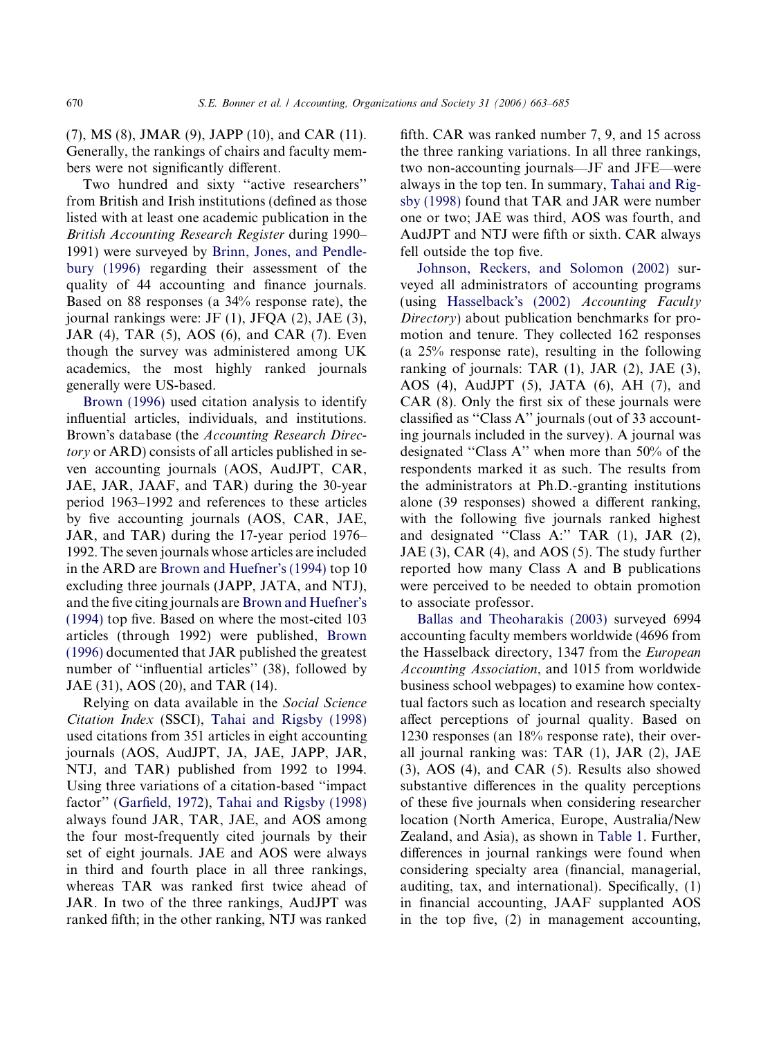(7), MS (8), JMAR (9), JAPP (10), and CAR (11). Generally, the rankings of chairs and faculty members were not significantly different.

Two hundred and sixty "active researchers" from British and Irish institutions (defined as those listed with at least one academic publication in the *British Accounting Research Register* during 1990–1991) were surveyed by Brinn, Jones, and Pendlebury (1996) regarding their assessment of the quality of 44 accounting and finance journals. Based on 88 responses (a 34% response rate), the journal rankings were: JF (1), JFQA (2), JAE (3), JAR (4), TAR (5), AOS (6), and CAR (7). Even though the survey was administered among UK academics, the most highly ranked journals generally were US-based.

Brown (1996) used citation analysis to identify influential articles, individuals, and institutions. Brown's database (the *Accounting Research Directory* or ARD) consists of all articles published in seven accounting journals (AOS, AudJPT, CAR, JAE, JAR, JAAF, and TAR) during the 30-year period 1963–1992 and references to these articles by five accounting journals (AOS, CAR, JAE, JAR, and TAR) during the 17-year period 1976–1992. The seven journals whose articles are included in the ARD are Brown and Huefner's (1994) top 10 excluding three journals (JAPP, JATA, and NTJ), and the five citing journals are Brown and Huefner's (1994) top five. Based on where the most-cited 103 articles (through 1992) were published, Brown (1996) documented that JAR published the greatest number of "influential articles" (38), followed by JAE (31), AOS (20), and TAR (14).

Relying on data available in the *Social Science Citation Index* (SSCI), Tahai and Rigsby (1998) used citations from 351 articles in eight accounting journals (AOS, AudJPT, JA, JAE, JAPP, JAR, NTJ, and TAR) published from 1992 to 1994. Using three variations of a citation-based "impact factor" (Garfield, 1972), Tahai and Rigsby (1998) always found JAR, TAR, JAE, and AOS among the four most-frequently cited journals by their set of eight journals. JAE and AOS were always in third and fourth place in all three rankings, whereas TAR was ranked first twice ahead of JAR. In two of the three rankings, AudJPT was ranked fifth; in the other ranking, NTJ was ranked fifth. CAR was ranked number 7, 9, and 15 across the three ranking variations. In all three rankings, two non-accounting journals—JF and JFE—were always in the top ten. In summary, Tahai and Rigsby (1998) found that TAR and JAR were number one or two; JAE was third, AOS was fourth, and AudJPT and NTJ were fifth or sixth. CAR always fell outside the top five.

Johnson, Reckers, and Solomon (2002) surveyed all administrators of accounting programs (using Hasselback's (2002) *Accounting Faculty Directory*) about publication benchmarks for promotion and tenure. They collected 162 responses (a 25% response rate), resulting in the following ranking of journals: TAR (1), JAR (2), JAE (3), AOS (4), AudJPT (5), JATA (6), AH (7), and CAR (8). Only the first six of these journals were classified as "Class A" journals (out of 33 accounting journals included in the survey). A journal was designated "Class A" when more than 50% of the respondents marked it as such. The results from the administrators at Ph.D.-granting institutions alone (39 responses) showed a different ranking, with the following five journals ranked highest and designated "Class A:" TAR (1), JAR (2), JAE (3), CAR (4), and AOS (5). The study further reported how many Class A and B publications were perceived to be needed to obtain promotion to associate professor.

Ballas and Theoharakis (2003) surveyed 6994 accounting faculty members worldwide (4696 from the Hasselback directory, 1347 from the *European Accounting Association*, and 1015 from worldwide business school webpages) to examine how contextual factors such as location and research specialty affect perceptions of journal quality. Based on 1230 responses (an 18% response rate), their overall journal ranking was: TAR (1), JAR (2), JAE (3), AOS (4), and CAR (5). Results also showed substantive differences in the quality perceptions of these five journals when considering researcher location (North America, Europe, Australia/New Zealand, and Asia), as shown in Table 1. Further, differences in journal rankings were found when considering specialty area (financial, managerial, auditing, tax, and international). Specifically, (1) in financial accounting, JAAF supplanted AOS in the top five, (2) in management accounting,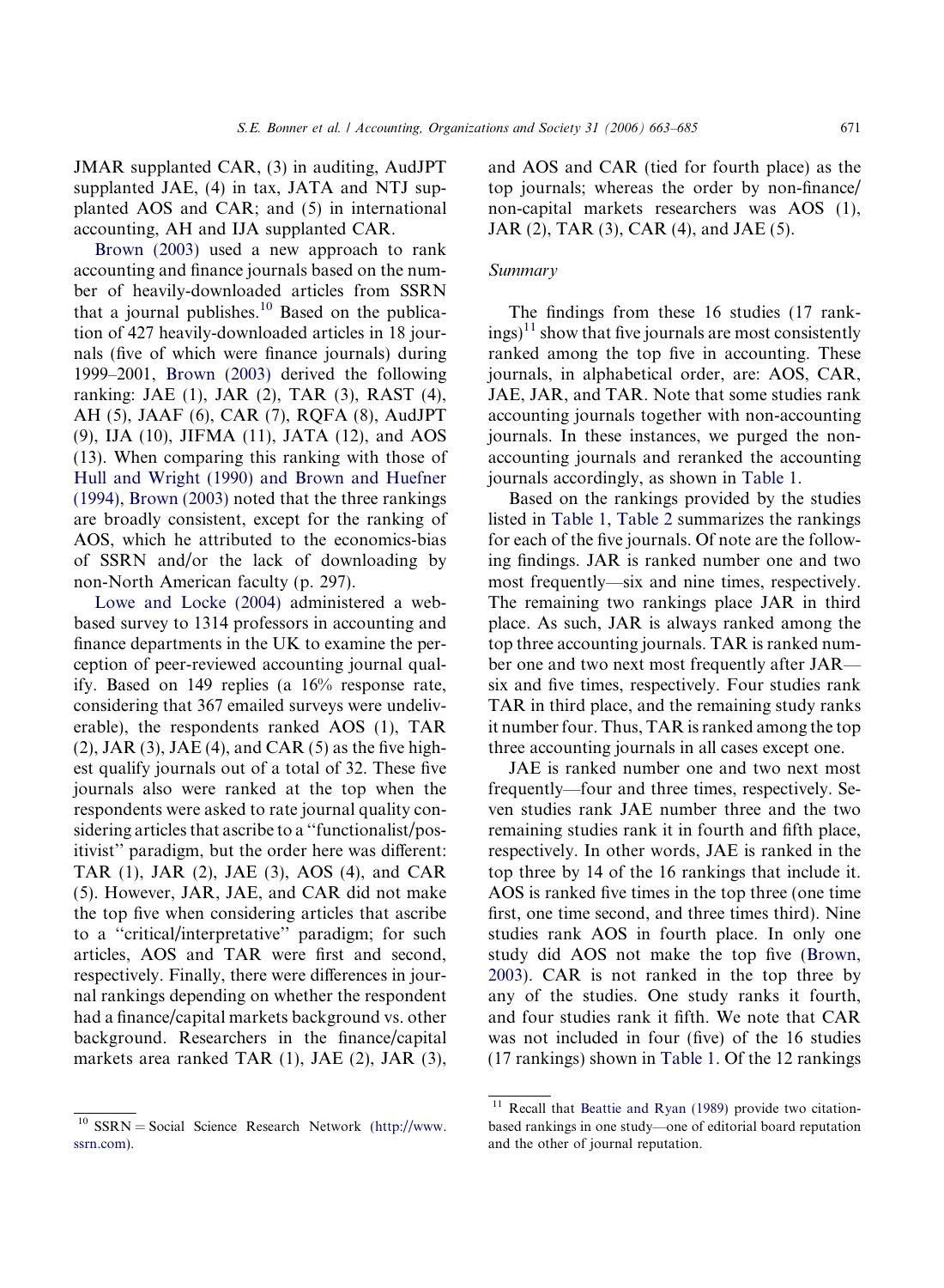JMAR supplanted CAR, (3) in auditing, AudJPT supplanted JAE, (4) in tax, JATA and NTJ supplanted AOS and CAR; and (5) in international accounting, AH and IJA supplanted CAR.

Brown (2003) used a new approach to rank accounting and finance journals based on the number of heavily-downloaded articles from SSRN that a journal publishes.[10] Based on the publication of 427 heavily-downloaded articles in 18 journals (five of which were finance journals) during 1999–2001, Brown (2003) derived the following ranking: JAE (1), JAR (2), TAR (3), RAST (4), AH (5), JAAF (6), CAR (7), RQFA (8), AudJPT (9), IJA (10), JIFMA (11), JATA (12), and AOS (13). When comparing this ranking with those of Hull and Wright (1990) and Brown and Huefner (1994), Brown (2003) noted that the three rankings are broadly consistent, except for the ranking of AOS, which he attributed to the economics-bias of SSRN and/or the lack of downloading by non-North American faculty (p. 297).

Lowe and Locke (2004) administered a web-based survey to 1314 professors in accounting and finance departments in the UK to examine the perception of peer-reviewed accounting journal quality. Based on 149 replies (a 16% response rate, considering that 367 emailed surveys were undeliverable), the respondents ranked AOS (1), TAR (2), JAR (3), JAE (4), and CAR (5) as the five highest qualify journals out of a total of 32. These five journals also were ranked at the top when the respondents were asked to rate journal quality considering articles that ascribe to a "functionalist/positivist" paradigm, but the order here was different: TAR (1), JAR (2), JAE (3), AOS (4), and CAR (5). However, JAR, JAE, and CAR did not make the top five when considering articles that ascribe to a "critical/interpretative" paradigm; for such articles, AOS and TAR were first and second, respectively. Finally, there were differences in journal rankings depending on whether the respondent had a finance/capital markets background vs. other background. Researchers in the finance/capital markets area ranked TAR (1), JAE (2), JAR (3), and AOS and CAR (tied for fourth place) as the top journals; whereas the order by non-finance/non-capital markets researchers was AOS (1), JAR (2), TAR (3), CAR (4), and JAE (5).

*Summary*

The findings from these 16 studies (17 rankings)[11] show that five journals are most consistently ranked among the top five in accounting. These journals, in alphabetical order, are: AOS, CAR, JAE, JAR, and TAR. Note that some studies rank accounting journals together with non-accounting journals. In these instances, we purged the non-accounting journals and reranked the accounting journals accordingly, as shown in Table 1.

Based on the rankings provided by the studies listed in Table 1, Table 2 summarizes the rankings for each of the five journals. Of note are the following findings. JAR is ranked number one and two most frequently—six and nine times, respectively. The remaining two rankings place JAR in third place. As such, JAR is always ranked among the top three accounting journals. TAR is ranked number one and two next most frequently after JAR—six and five times, respectively. Four studies rank TAR in third place, and the remaining study ranks it number four. Thus, TAR is ranked among the top three accounting journals in all cases except one.

JAE is ranked number one and two next most frequently—four and three times, respectively. Seven studies rank JAE number three and the two remaining studies rank it in fourth and fifth place, respectively. In other words, JAE is ranked in the top three by 14 of the 16 rankings that include it. AOS is ranked five times in the top three (one time first, one time second, and three times third). Nine studies rank AOS in fourth place. In only one study did AOS not make the top five (Brown, 2003). CAR is not ranked in the top three by any of the studies. One study ranks it fourth, and four studies rank it fifth. We note that CAR was not included in four (five) of the 16 studies (17 rankings) shown in Table 1. Of the 12 rankings

[10] SSRN = Social Science Research Network (http://www.ssrn.com).

[11] Recall that Beattie and Ryan (1989) provide two citation-based rankings in one study—one of editorial board reputation and the other of journal reputation.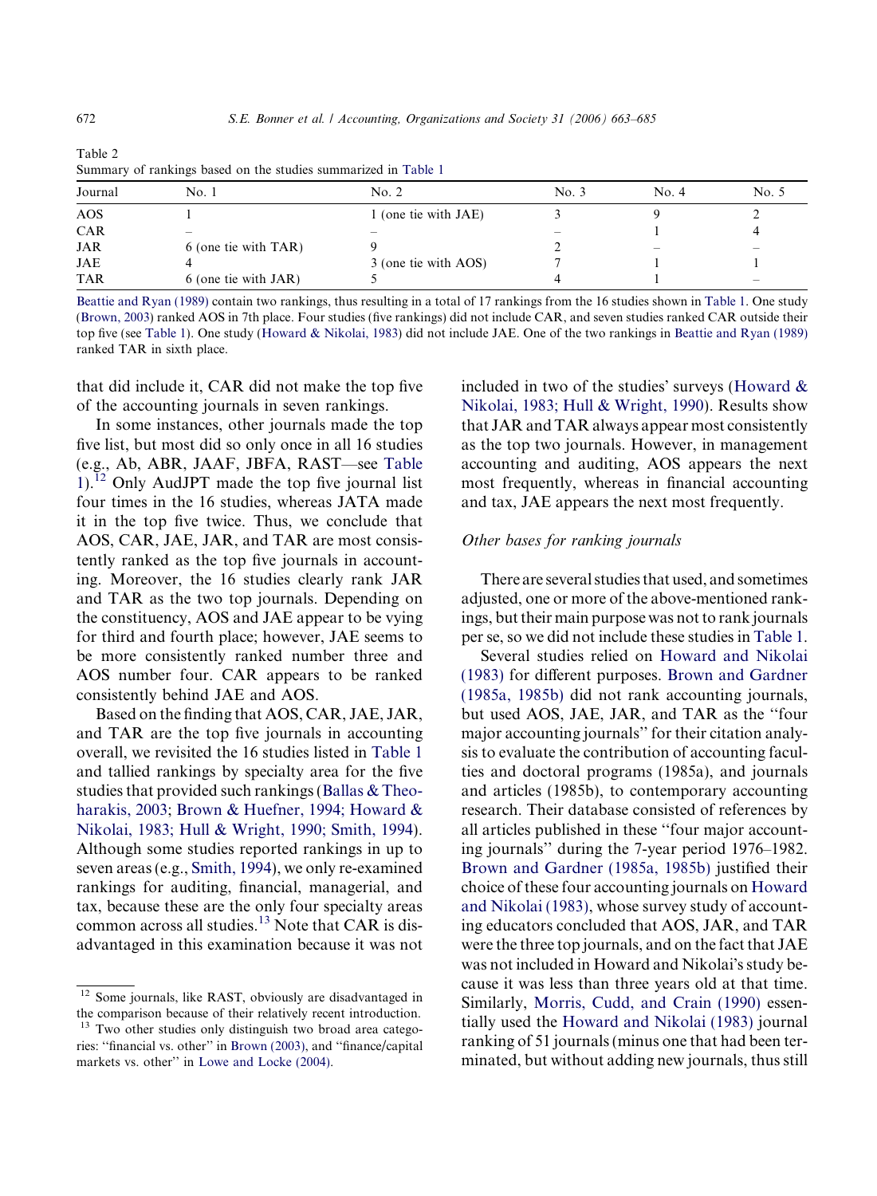Table 2
Summary of rankings based on the studies summarized in Table 1

| Journal | No. 1 | No. 2 | No. 3 | No. 4 | No. 5 |
|---|---|---|---|---|---|
| AOS | 1 | 1 (one tie with JAE) | 3 | 9 | 2 |
| CAR | – | – | – | 1 | 4 |
| JAR | 6 (one tie with TAR) | 9 | 2 | – | – |
| JAE | 4 | 3 (one tie with AOS) | 7 | 1 | 1 |
| TAR | 6 (one tie with JAR) | 5 | 4 | 1 | – |

Beattie and Ryan (1989) contain two rankings, thus resulting in a total of 17 rankings from the 16 studies shown in Table 1. One study (Brown, 2003) ranked AOS in 7th place. Four studies (five rankings) did not include CAR, and seven studies ranked CAR outside their top five (see Table 1). One study (Howard & Nikolai, 1983) did not include JAE. One of the two rankings in Beattie and Ryan (1989) ranked TAR in sixth place.

that did include it, CAR did not make the top five of the accounting journals in seven rankings.

In some instances, other journals made the top five list, but most did so only once in all 16 studies (e.g., Ab, ABR, JAAF, JBFA, RAST—see Table 1).[12] Only AudJPT made the top five journal list four times in the 16 studies, whereas JATA made it in the top five twice. Thus, we conclude that AOS, CAR, JAE, JAR, and TAR are most consistently ranked as the top five journals in accounting. Moreover, the 16 studies clearly rank JAR and TAR as the two top journals. Depending on the constituency, AOS and JAE appear to be vying for third and fourth place; however, JAE seems to be more consistently ranked number three and AOS number four. CAR appears to be ranked consistently behind JAE and AOS.

Based on the finding that AOS, CAR, JAE, JAR, and TAR are the top five journals in accounting overall, we revisited the 16 studies listed in Table 1 and tallied rankings by specialty area for the five studies that provided such rankings (Ballas & Theoharakis, 2003; Brown & Huefner, 1994; Howard & Nikolai, 1983; Hull & Wright, 1990; Smith, 1994). Although some studies reported rankings in up to seven areas (e.g., Smith, 1994), we only re-examined rankings for auditing, financial, managerial, and tax, because these are the only four specialty areas common across all studies.[13] Note that CAR is disadvantaged in this examination because it was not included in two of the studies' surveys (Howard & Nikolai, 1983; Hull & Wright, 1990). Results show that JAR and TAR always appear most consistently as the top two journals. However, in management accounting and auditing, AOS appears the next most frequently, whereas in financial accounting and tax, JAE appears the next most frequently.

*Other bases for ranking journals*

There are several studies that used, and sometimes adjusted, one or more of the above-mentioned rankings, but their main purpose was not to rank journals per se, so we did not include these studies in Table 1.

Several studies relied on Howard and Nikolai (1983) for different purposes. Brown and Gardner (1985a, 1985b) did not rank accounting journals, but used AOS, JAE, JAR, and TAR as the "four major accounting journals" for their citation analysis to evaluate the contribution of accounting faculties and doctoral programs (1985a), and journals and articles (1985b), to contemporary accounting research. Their database consisted of references by all articles published in these "four major accounting journals" during the 7-year period 1976–1982. Brown and Gardner (1985a, 1985b) justified their choice of these four accounting journals on Howard and Nikolai (1983), whose survey study of accounting educators concluded that AOS, JAR, and TAR were the three top journals, and on the fact that JAE was not included in Howard and Nikolai's study because it was less than three years old at that time. Similarly, Morris, Cudd, and Crain (1990) essentially used the Howard and Nikolai (1983) journal ranking of 51 journals (minus one that had been terminated, but without adding new journals, thus still

[12] Some journals, like RAST, obviously are disadvantaged in the comparison because of their relatively recent introduction.

[13] Two other studies only distinguish two broad area categories: "financial vs. other" in Brown (2003), and "finance/capital markets vs. other" in Lowe and Locke (2004).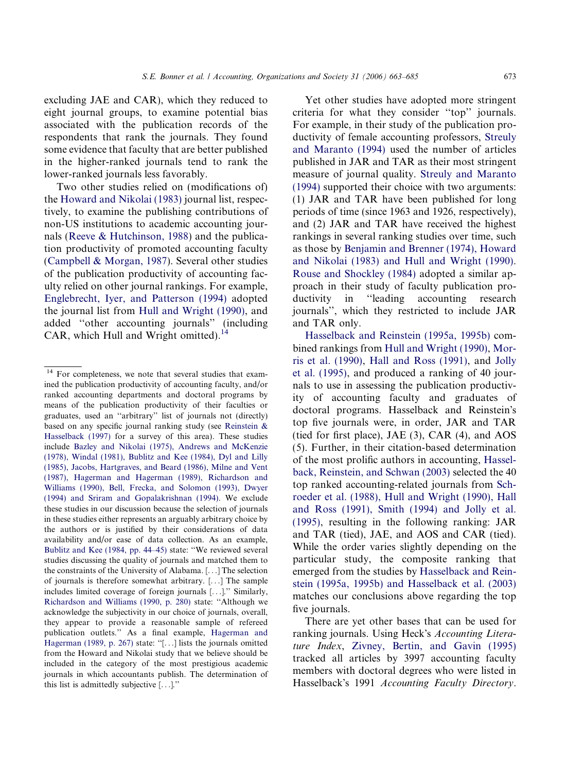excluding JAE and CAR), which they reduced to eight journal groups, to examine potential bias associated with the publication records of the respondents that rank the journals. They found some evidence that faculty that are better published in the higher-ranked journals tend to rank the lower-ranked journals less favorably.

Two other studies relied on (modifications of) the Howard and Nikolai (1983) journal list, respectively, to examine the publishing contributions of non-US institutions to academic accounting journals (Reeve & Hutchinson, 1988) and the publication productivity of promoted accounting faculty (Campbell & Morgan, 1987). Several other studies of the publication productivity of accounting faculty relied on other journal rankings. For example, Englebrecht, Iyer, and Patterson (1994) adopted the journal list from Hull and Wright (1990), and added ''other accounting journals'' (including CAR, which Hull and Wright omitted).[14]

Yet other studies have adopted more stringent criteria for what they consider ''top'' journals. For example, in their study of the publication productivity of female accounting professors, Streuly and Maranto (1994) used the number of articles published in JAR and TAR as their most stringent measure of journal quality. Streuly and Maranto (1994) supported their choice with two arguments: (1) JAR and TAR have been published for long periods of time (since 1963 and 1926, respectively), and (2) JAR and TAR have received the highest rankings in several ranking studies over time, such as those by Benjamin and Brenner (1974), Howard and Nikolai (1983) and Hull and Wright (1990). Rouse and Shockley (1984) adopted a similar approach in their study of faculty publication productivity in ''leading accounting research journals'', which they restricted to include JAR and TAR only.

Hasselback and Reinstein (1995a, 1995b) combined rankings from Hull and Wright (1990), Morris et al. (1990), Hall and Ross (1991), and Jolly et al. (1995), and produced a ranking of 40 journals to use in assessing the publication productivity of accounting faculty and graduates of doctoral programs. Hasselback and Reinstein's top five journals were, in order, JAR and TAR (tied for first place), JAE (3), CAR (4), and AOS (5). Further, in their citation-based determination of the most prolific authors in accounting, Hasselback, Reinstein, and Schwan (2003) selected the 40 top ranked accounting-related journals from Schroeder et al. (1988), Hull and Wright (1990), Hall and Ross (1991), Smith (1994) and Jolly et al. (1995), resulting in the following ranking: JAR and TAR (tied), JAE, and AOS and CAR (tied). While the order varies slightly depending on the particular study, the composite ranking that emerged from the studies by Hasselback and Reinstein (1995a, 1995b) and Hasselback et al. (2003) matches our conclusions above regarding the top five journals.

There are yet other bases that can be used for ranking journals. Using Heck's *Accounting Literature Index*, Zivney, Bertin, and Gavin (1995) tracked all articles by 3997 accounting faculty members with doctoral degrees who were listed in Hasselback's 1991 *Accounting Faculty Directory*.

---

[14] For completeness, we note that several studies that examined the publication productivity of accounting faculty, and/or ranked accounting departments and doctoral programs by means of the publication productivity of their faculties or graduates, used an ''arbitrary'' list of journals not (directly) based on any specific journal ranking study (see Reinstein & Hasselback (1997) for a survey of this area). These studies include Bazley and Nikolai (1975), Andrews and McKenzie (1978), Windal (1981), Bublitz and Kee (1984), Dyl and Lilly (1985), Jacobs, Hartgraves, and Beard (1986), Milne and Vent (1987), Hagerman and Hagerman (1989), Richardson and Williams (1990), Bell, Frecka, and Solomon (1993), Dwyer (1994) and Sriram and Gopalakrishnan (1994). We exclude these studies in our discussion because the selection of journals in these studies either represents an arguably arbitrary choice by the authors or is justified by their considerations of data availability and/or ease of data collection. As an example, Bublitz and Kee (1984, pp. 44–45) state: ''We reviewed several studies discussing the quality of journals and matched them to the constraints of the University of Alabama. [...] The selection of journals is therefore somewhat arbitrary. [...] The sample includes limited coverage of foreign journals [...].'' Similarly, Richardson and Williams (1990, p. 280) state: ''Although we acknowledge the subjectivity in our choice of journals, overall, they appear to provide a reasonable sample of refereed publication outlets.'' As a final example, Hagerman and Hagerman (1989, p. 267) state: ''[...] lists the journals omitted from the Howard and Nikolai study that we believe should be included in the category of the most prestigious academic journals in which accountants publish. The determination of this list is admittedly subjective [...].''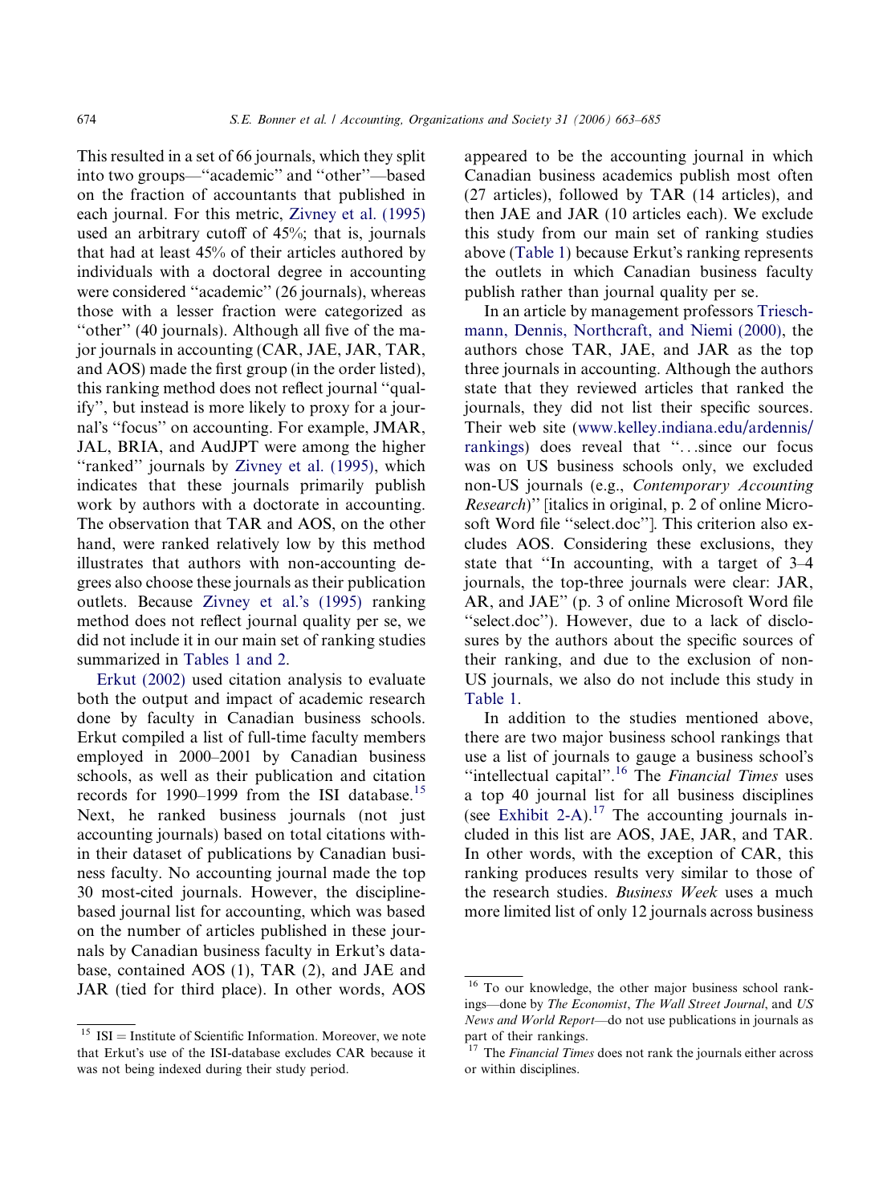This resulted in a set of 66 journals, which they split into two groups—''academic'' and ''other''—based on the fraction of accountants that published in each journal. For this metric, Zivney et al. (1995) used an arbitrary cutoff of 45%; that is, journals that had at least 45% of their articles authored by individuals with a doctoral degree in accounting were considered ''academic'' (26 journals), whereas those with a lesser fraction were categorized as ''other'' (40 journals). Although all five of the major journals in accounting (CAR, JAE, JAR, TAR, and AOS) made the first group (in the order listed), this ranking method does not reflect journal ''quality'', but instead is more likely to proxy for a journal's ''focus'' on accounting. For example, JMAR, JAL, BRIA, and AudJPT were among the higher ''ranked'' journals by Zivney et al. (1995), which indicates that these journals primarily publish work by authors with a doctorate in accounting. The observation that TAR and AOS, on the other hand, were ranked relatively low by this method illustrates that authors with non-accounting degrees also choose these journals as their publication outlets. Because Zivney et al.'s (1995) ranking method does not reflect journal quality per se, we did not include it in our main set of ranking studies summarized in Tables 1 and 2.

Erkut (2002) used citation analysis to evaluate both the output and impact of academic research done by faculty in Canadian business schools. Erkut compiled a list of full-time faculty members employed in 2000–2001 by Canadian business schools, as well as their publication and citation records for 1990–1999 from the ISI database.[15] Next, he ranked business journals (not just accounting journals) based on total citations within their dataset of publications by Canadian business faculty. No accounting journal made the top 30 most-cited journals. However, the discipline-based journal list for accounting, which was based on the number of articles published in these journals by Canadian business faculty in Erkut's database, contained AOS (1), TAR (2), and JAE and JAR (tied for third place). In other words, AOS appeared to be the accounting journal in which Canadian business academics publish most often (27 articles), followed by TAR (14 articles), and then JAE and JAR (10 articles each). We exclude this study from our main set of ranking studies above (Table 1) because Erkut's ranking represents the outlets in which Canadian business faculty publish rather than journal quality per se.

In an article by management professors Trieschmann, Dennis, Northcraft, and Niemi (2000), the authors chose TAR, JAE, and JAR as the top three journals in accounting. Although the authors state that they reviewed articles that ranked the journals, they did not list their specific sources. Their web site (www.kelley.indiana.edu/ardennis/rankings) does reveal that ''...since our focus was on US business schools only, we excluded non-US journals (e.g., *Contemporary Accounting Research*)'' [italics in original, p. 2 of online Microsoft Word file ''select.doc'']. This criterion also excludes AOS. Considering these exclusions, they state that ''In accounting, with a target of 3–4 journals, the top-three journals were clear: JAR, AR, and JAE'' (p. 3 of online Microsoft Word file ''select.doc''). However, due to a lack of disclosures by the authors about the specific sources of their ranking, and due to the exclusion of non-US journals, we also do not include this study in Table 1.

In addition to the studies mentioned above, there are two major business school rankings that use a list of journals to gauge a business school's ''intellectual capital''.[16] The *Financial Times* uses a top 40 journal list for all business disciplines (see Exhibit 2-A).[17] The accounting journals included in this list are AOS, JAE, JAR, and TAR. In other words, with the exception of CAR, this ranking produces results very similar to those of the research studies. *Business Week* uses a much more limited list of only 12 journals across business

[15] ISI = Institute of Scientific Information. Moreover, we note that Erkut's use of the ISI-database excludes CAR because it was not being indexed during their study period.

[16] To our knowledge, the other major business school rankings—done by *The Economist*, *The Wall Street Journal*, and *US News and World Report*—do not use publications in journals as part of their rankings.

[17] The *Financial Times* does not rank the journals either across or within disciplines.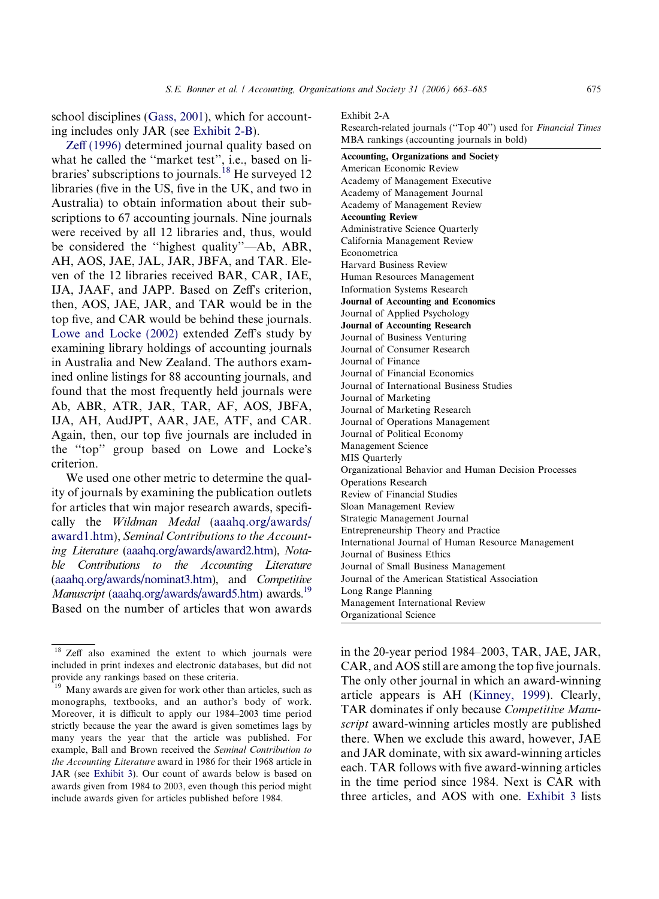school disciplines (Gass, 2001), which for accounting includes only JAR (see Exhibit 2-B).

Zeff (1996) determined journal quality based on what he called the ''market test'', i.e., based on libraries' subscriptions to journals.[18] He surveyed 12 libraries (five in the US, five in the UK, and two in Australia) to obtain information about their subscriptions to 67 accounting journals. Nine journals were received by all 12 libraries and, thus, would be considered the ''highest quality''—Ab, ABR, AH, AOS, JAE, JAL, JAR, JBFA, and TAR. Eleven of the 12 libraries received BAR, CAR, IAE, IJA, JAAF, and JAPP. Based on Zeff's criterion, then, AOS, JAE, JAR, and TAR would be in the top five, and CAR would be behind these journals. Lowe and Locke (2002) extended Zeff's study by examining library holdings of accounting journals in Australia and New Zealand. The authors examined online listings for 88 accounting journals, and found that the most frequently held journals were Ab, ABR, ATR, JAR, TAR, AF, AOS, JBFA, IJA, AH, AudJPT, AAR, JAE, ATF, and CAR. Again, then, our top five journals are included in the ''top'' group based on Lowe and Locke's criterion.

We used one other metric to determine the quality of journals by examining the publication outlets for articles that win major research awards, specifically the *Wildman Medal* (aaahq.org/awards/award1.htm), *Seminal Contributions to the Accounting Literature* (aaahq.org/awards/award2.htm), *Notable Contributions to the Accounting Literature* (aaahq.org/awards/nominat3.htm), and *Competitive Manuscript* (aaahq.org/awards/award5.htm) awards.[19] Based on the number of articles that won awards in the 20-year period 1984–2003, TAR, JAE, JAR, CAR, and AOS still are among the top five journals. The only other journal in which an award-winning article appears is AH (Kinney, 1999). Clearly, TAR dominates if only because *Competitive Manuscript* award-winning articles mostly are published there. When we exclude this award, however, JAE and JAR dominate, with six award-winning articles each. TAR follows with five award-winning articles in the time period since 1984. Next is CAR with three articles, and AOS with one. Exhibit 3 lists

Exhibit 2-A
Research-related journals (''Top 40'') used for *Financial Times* MBA rankings (accounting journals in bold)

| |
|---|
| **Accounting, Organizations and Society** |
| American Economic Review |
| Academy of Management Executive |
| Academy of Management Journal |
| Academy of Management Review |
| **Accounting Review** |
| Administrative Science Quarterly |
| California Management Review |
| Econometrica |
| Harvard Business Review |
| Human Resources Management |
| Information Systems Research |
| **Journal of Accounting and Economics** |
| Journal of Applied Psychology |
| **Journal of Accounting Research** |
| Journal of Business Venturing |
| Journal of Consumer Research |
| Journal of Finance |
| Journal of Financial Economics |
| Journal of International Business Studies |
| Journal of Marketing |
| Journal of Marketing Research |
| Journal of Operations Management |
| Journal of Political Economy |
| Management Science |
| MIS Quarterly |
| Organizational Behavior and Human Decision Processes |
| Operations Research |
| Review of Financial Studies |
| Sloan Management Review |
| Strategic Management Journal |
| Entrepreneurship Theory and Practice |
| International Journal of Human Resource Management |
| Journal of Business Ethics |
| Journal of Small Business Management |
| Journal of the American Statistical Association |
| Long Range Planning |
| Management International Review |
| Organizational Science |

---

[18] Zeff also examined the extent to which journals were included in print indexes and electronic databases, but did not provide any rankings based on these criteria.

[19] Many awards are given for work other than articles, such as monographs, textbooks, and an author's body of work. Moreover, it is difficult to apply our 1984–2003 time period strictly because the year the award is given sometimes lags by many years the year that the article was published. For example, Ball and Brown received the *Seminal Contribution to the Accounting Literature* award in 1986 for their 1968 article in JAR (see Exhibit 3). Our count of awards below is based on awards given from 1984 to 2003, even though this period might include awards given for articles published before 1984.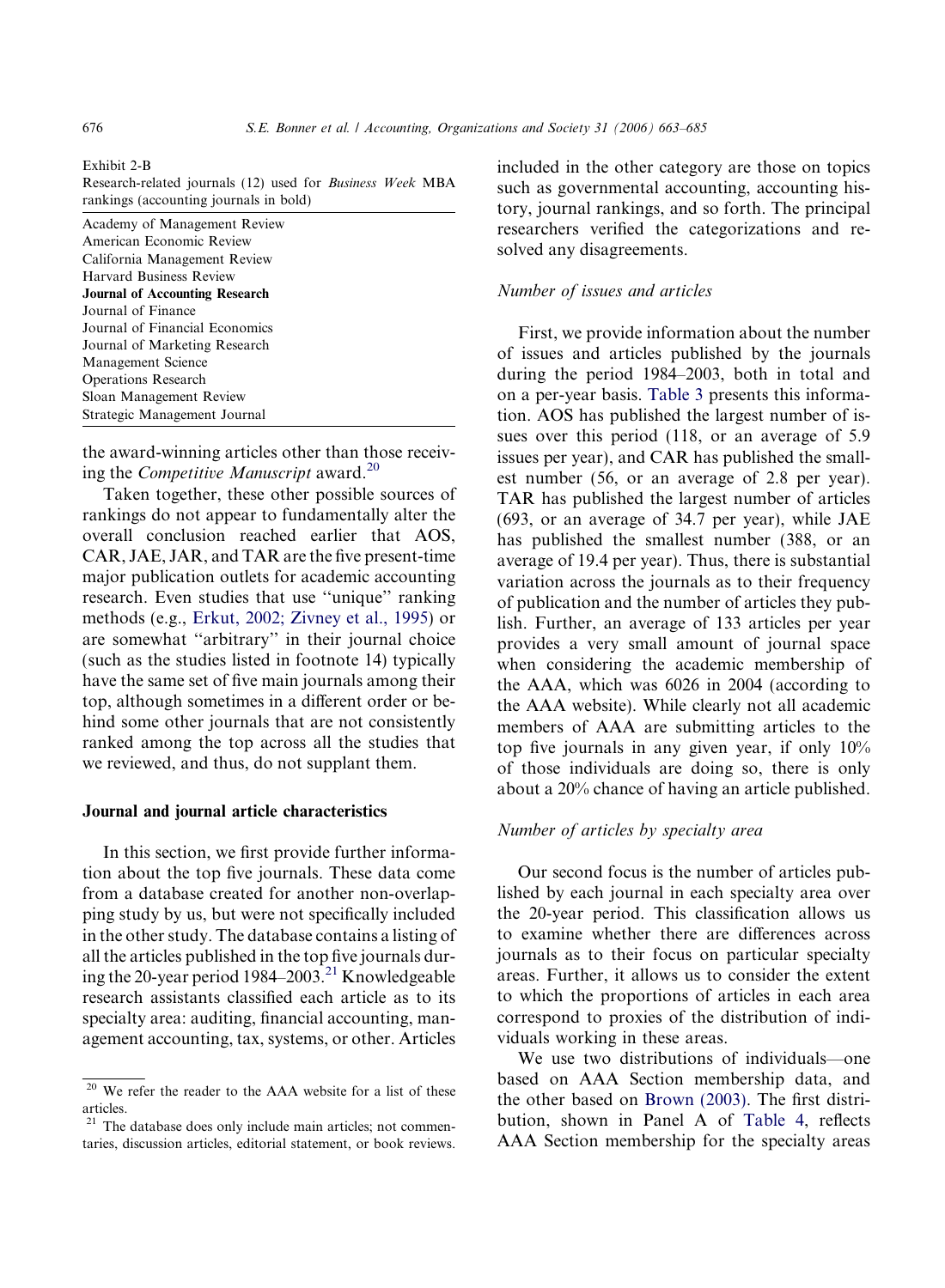Exhibit 2-B
Research-related journals (12) used for *Business Week* MBA rankings (accounting journals in bold)

| |
|---|
| Academy of Management Review |
| American Economic Review |
| California Management Review |
| Harvard Business Review |
| **Journal of Accounting Research** |
| Journal of Finance |
| Journal of Financial Economics |
| Journal of Marketing Research |
| Management Science |
| Operations Research |
| Sloan Management Review |
| Strategic Management Journal |

the award-winning articles other than those receiving the *Competitive Manuscript* award.[20]

Taken together, these other possible sources of rankings do not appear to fundamentally alter the overall conclusion reached earlier that AOS, CAR, JAE, JAR, and TAR are the five present-time major publication outlets for academic accounting research. Even studies that use "unique" ranking methods (e.g., Erkut, 2002; Zivney et al., 1995) or are somewhat "arbitrary" in their journal choice (such as the studies listed in footnote 14) typically have the same set of five main journals among their top, although sometimes in a different order or behind some other journals that are not consistently ranked among the top across all the studies that we reviewed, and thus, do not supplant them.

## Journal and journal article characteristics

In this section, we first provide further information about the top five journals. These data come from a database created for another non-overlapping study by us, but were not specifically included in the other study. The database contains a listing of all the articles published in the top five journals during the 20-year period 1984–2003.[21] Knowledgeable research assistants classified each article as to its specialty area: auditing, financial accounting, management accounting, tax, systems, or other. Articles included in the other category are those on topics such as governmental accounting, accounting history, journal rankings, and so forth. The principal researchers verified the categorizations and resolved any disagreements.

### *Number of issues and articles*

First, we provide information about the number of issues and articles published by the journals during the period 1984–2003, both in total and on a per-year basis. Table 3 presents this information. AOS has published the largest number of issues over this period (118, or an average of 5.9 issues per year), and CAR has published the smallest number (56, or an average of 2.8 per year). TAR has published the largest number of articles (693, or an average of 34.7 per year), while JAE has published the smallest number (388, or an average of 19.4 per year). Thus, there is substantial variation across the journals as to their frequency of publication and the number of articles they publish. Further, an average of 133 articles per year provides a very small amount of journal space when considering the academic membership of the AAA, which was 6026 in 2004 (according to the AAA website). While clearly not all academic members of AAA are submitting articles to the top five journals in any given year, if only 10% of those individuals are doing so, there is only about a 20% chance of having an article published.

### *Number of articles by specialty area*

Our second focus is the number of articles published by each journal in each specialty area over the 20-year period. This classification allows us to examine whether there are differences across journals as to their focus on particular specialty areas. Further, it allows us to consider the extent to which the proportions of articles in each area correspond to proxies of the distribution of individuals working in these areas.

We use two distributions of individuals—one based on AAA Section membership data, and the other based on Brown (2003). The first distribution, shown in Panel A of Table 4, reflects AAA Section membership for the specialty areas

---

[20] We refer the reader to the AAA website for a list of these articles.

[21] The database does only include main articles; not commentaries, discussion articles, editorial statement, or book reviews.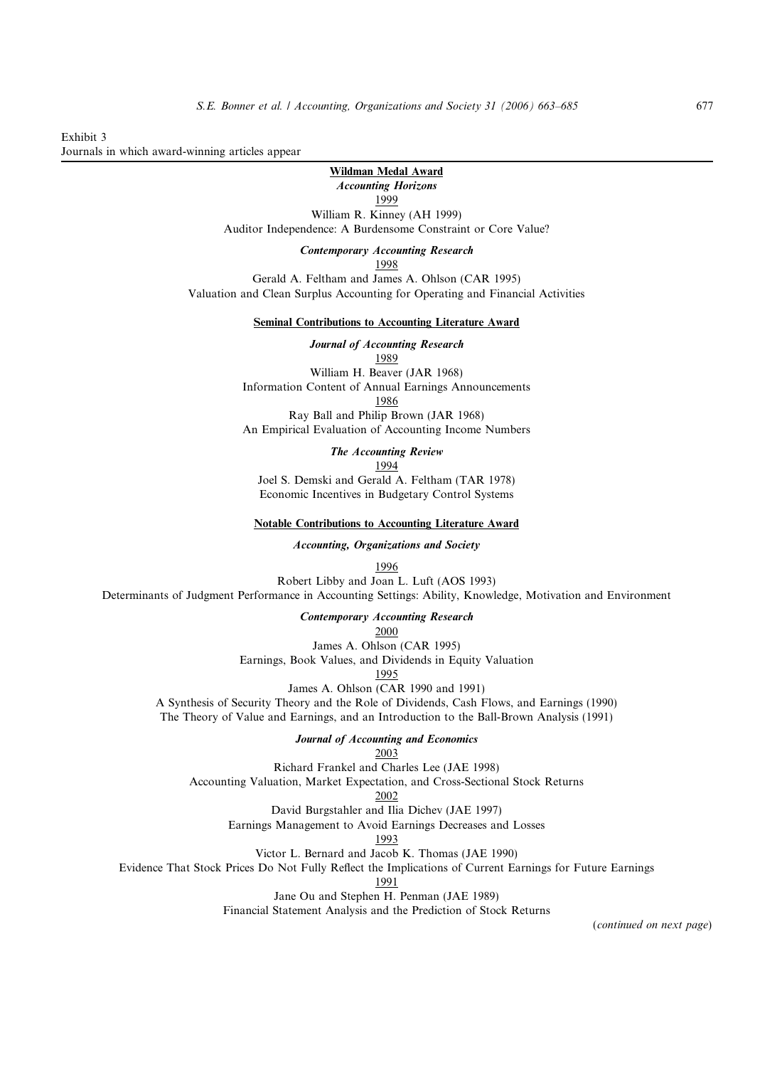Exhibit 3
Journals in which award-winning articles appear

**Wildman Medal Award**

***Accounting Horizons***

1999

William R. Kinney (AH 1999)
Auditor Independence: A Burdensome Constraint or Core Value?

***Contemporary Accounting Research***

1998

Gerald A. Feltham and James A. Ohlson (CAR 1995)
Valuation and Clean Surplus Accounting for Operating and Financial Activities

**Seminal Contributions to Accounting Literature Award**

***Journal of Accounting Research***

1989

William H. Beaver (JAR 1968)
Information Content of Annual Earnings Announcements

1986

Ray Ball and Philip Brown (JAR 1968)
An Empirical Evaluation of Accounting Income Numbers

***The Accounting Review***

1994

Joel S. Demski and Gerald A. Feltham (TAR 1978)
Economic Incentives in Budgetary Control Systems

**Notable Contributions to Accounting Literature Award**

***Accounting, Organizations and Society***

1996

Robert Libby and Joan L. Luft (AOS 1993)
Determinants of Judgment Performance in Accounting Settings: Ability, Knowledge, Motivation and Environment

***Contemporary Accounting Research***

2000

James A. Ohlson (CAR 1995)
Earnings, Book Values, and Dividends in Equity Valuation

1995

James A. Ohlson (CAR 1990 and 1991)
A Synthesis of Security Theory and the Role of Dividends, Cash Flows, and Earnings (1990)
The Theory of Value and Earnings, and an Introduction to the Ball-Brown Analysis (1991)

***Journal of Accounting and Economics***

2003

Richard Frankel and Charles Lee (JAE 1998)
Accounting Valuation, Market Expectation, and Cross-Sectional Stock Returns

2002

David Burgstahler and Ilia Dichev (JAE 1997)
Earnings Management to Avoid Earnings Decreases and Losses

1993

Victor L. Bernard and Jacob K. Thomas (JAE 1990)
Evidence That Stock Prices Do Not Fully Reflect the Implications of Current Earnings for Future Earnings

1991

Jane Ou and Stephen H. Penman (JAE 1989)
Financial Statement Analysis and the Prediction of Stock Returns

(*continued on next page*)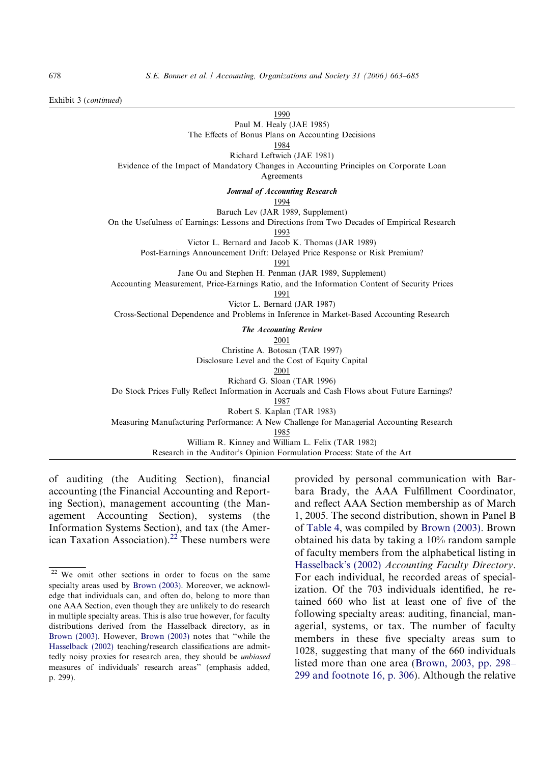Exhibit 3 (*continued*)

1990

Paul M. Healy (JAE 1985)

The Effects of Bonus Plans on Accounting Decisions

1984

Richard Leftwich (JAE 1981)

Evidence of the Impact of Mandatory Changes in Accounting Principles on Corporate Loan Agreements

***Journal of Accounting Research***

1994

Baruch Lev (JAR 1989, Supplement)

On the Usefulness of Earnings: Lessons and Directions from Two Decades of Empirical Research

1993

Victor L. Bernard and Jacob K. Thomas (JAR 1989)

Post-Earnings Announcement Drift: Delayed Price Response or Risk Premium?

1991

Jane Ou and Stephen H. Penman (JAR 1989, Supplement)

Accounting Measurement, Price-Earnings Ratio, and the Information Content of Security Prices

1991

Victor L. Bernard (JAR 1987)

Cross-Sectional Dependence and Problems in Inference in Market-Based Accounting Research

***The Accounting Review***

2001

Christine A. Botosan (TAR 1997)

Disclosure Level and the Cost of Equity Capital

2001

Richard G. Sloan (TAR 1996)

Do Stock Prices Fully Reflect Information in Accruals and Cash Flows about Future Earnings?

1987

Robert S. Kaplan (TAR 1983)

Measuring Manufacturing Performance: A New Challenge for Managerial Accounting Research

1985

William R. Kinney and William L. Felix (TAR 1982)

Research in the Auditor's Opinion Formulation Process: State of the Art

---

of auditing (the Auditing Section), financial accounting (the Financial Accounting and Reporting Section), management accounting (the Management Accounting Section), systems (the Information Systems Section), and tax (the American Taxation Association).[22] These numbers were provided by personal communication with Barbara Brady, the AAA Fulfillment Coordinator, and reflect AAA Section membership as of March 1, 2005. The second distribution, shown in Panel B of Table 4, was compiled by Brown (2003). Brown obtained his data by taking a 10% random sample of faculty members from the alphabetical listing in Hasselback's (2002) *Accounting Faculty Directory*. For each individual, he recorded areas of specialization. Of the 703 individuals identified, he retained 660 who list at least one of five of the following specialty areas: auditing, financial, managerial, systems, or tax. The number of faculty members in these five specialty areas sum to 1028, suggesting that many of the 660 individuals listed more than one area (Brown, 2003, pp. 298–299 and footnote 16, p. 306). Although the relative

[22] We omit other sections in order to focus on the same specialty areas used by Brown (2003). Moreover, we acknowledge that individuals can, and often do, belong to more than one AAA Section, even though they are unlikely to do research in multiple specialty areas. This is also true however, for faculty distributions derived from the Hasselback directory, as in Brown (2003). However, Brown (2003) notes that "while the Hasselback (2002) teaching/research classifications are admittedly noisy proxies for research area, they should be *unbiased* measures of individuals' research areas" (emphasis added, p. 299).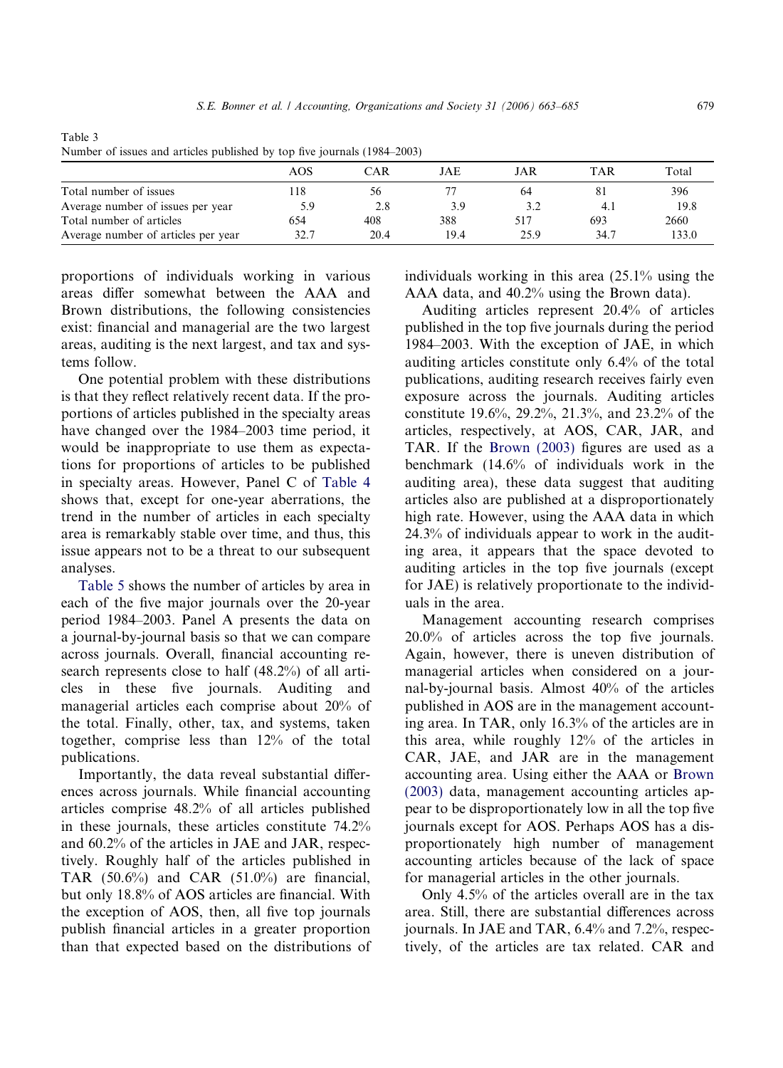Table 3
Number of issues and articles published by top five journals (1984–2003)

| | AOS | CAR | JAE | JAR | TAR | Total |
|---|---|---|---|---|---|---|
| Total number of issues | 118 | 56 | 77 | 64 | 81 | 396 |
| Average number of issues per year | 5.9 | 2.8 | 3.9 | 3.2 | 4.1 | 19.8 |
| Total number of articles | 654 | 408 | 388 | 517 | 693 | 2660 |
| Average number of articles per year | 32.7 | 20.4 | 19.4 | 25.9 | 34.7 | 133.0 |

proportions of individuals working in various areas differ somewhat between the AAA and Brown distributions, the following consistencies exist: financial and managerial are the two largest areas, auditing is the next largest, and tax and systems follow.

One potential problem with these distributions is that they reflect relatively recent data. If the proportions of articles published in the specialty areas have changed over the 1984–2003 time period, it would be inappropriate to use them as expectations for proportions of articles to be published in specialty areas. However, Panel C of Table 4 shows that, except for one-year aberrations, the trend in the number of articles in each specialty area is remarkably stable over time, and thus, this issue appears not to be a threat to our subsequent analyses.

Table 5 shows the number of articles by area in each of the five major journals over the 20-year period 1984–2003. Panel A presents the data on a journal-by-journal basis so that we can compare across journals. Overall, financial accounting research represents close to half (48.2%) of all articles in these five journals. Auditing and managerial articles each comprise about 20% of the total. Finally, other, tax, and systems, taken together, comprise less than 12% of the total publications.

Importantly, the data reveal substantial differences across journals. While financial accounting articles comprise 48.2% of all articles published in these journals, these articles constitute 74.2% and 60.2% of the articles in JAE and JAR, respectively. Roughly half of the articles published in TAR (50.6%) and CAR (51.0%) are financial, but only 18.8% of AOS articles are financial. With the exception of AOS, then, all five top journals publish financial articles in a greater proportion than that expected based on the distributions of individuals working in this area (25.1% using the AAA data, and 40.2% using the Brown data).

Auditing articles represent 20.4% of articles published in the top five journals during the period 1984–2003. With the exception of JAE, in which auditing articles constitute only 6.4% of the total publications, auditing research receives fairly even exposure across the journals. Auditing articles constitute 19.6%, 29.2%, 21.3%, and 23.2% of the articles, respectively, at AOS, CAR, JAR, and TAR. If the Brown (2003) figures are used as a benchmark (14.6% of individuals work in the auditing area), these data suggest that auditing articles also are published at a disproportionately high rate. However, using the AAA data in which 24.3% of individuals appear to work in the auditing area, it appears that the space devoted to auditing articles in the top five journals (except for JAE) is relatively proportionate to the individuals in the area.

Management accounting research comprises 20.0% of articles across the top five journals. Again, however, there is uneven distribution of managerial articles when considered on a journal-by-journal basis. Almost 40% of the articles published in AOS are in the management accounting area. In TAR, only 16.3% of the articles are in this area, while roughly 12% of the articles in CAR, JAE, and JAR are in the management accounting area. Using either the AAA or Brown (2003) data, management accounting articles appear to be disproportionately low in all the top five journals except for AOS. Perhaps AOS has a disproportionately high number of management accounting articles because of the lack of space for managerial articles in the other journals.

Only 4.5% of the articles overall are in the tax area. Still, there are substantial differences across journals. In JAE and TAR, 6.4% and 7.2%, respectively, of the articles are tax related. CAR and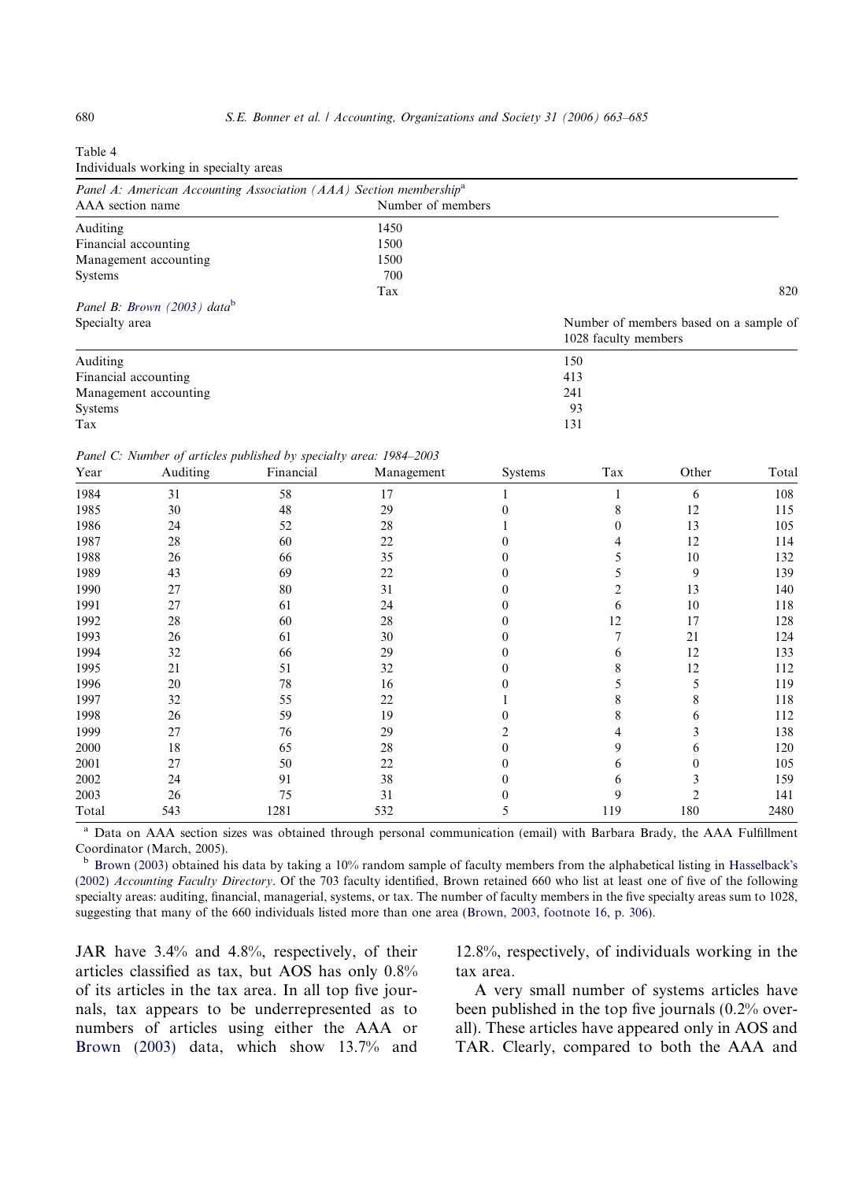Table 4

Individuals working in specialty areas

*Panel A: American Accounting Association (AAA) Section membership*[a]

| AAA section name | Number of members |
|---|---|
| Auditing | 1450 |
| Financial accounting | 1500 |
| Management accounting | 1500 |
| Systems | 700 |
| Tax | 820 |

*Panel B: Brown (2003) data*[b]

| Specialty area | Number of members based on a sample of 1028 faculty members |
|---|---|
| Auditing | 150 |
| Financial accounting | 413 |
| Management accounting | 241 |
| Systems | 93 |
| Tax | 131 |

*Panel C: Number of articles published by specialty area: 1984–2003*

| Year | Auditing | Financial | Management | Systems | Tax | Other | Total |
|---|---|---|---|---|---|---|---|
| 1984 | 31 | 58 | 17 | 1 | 1 | 6 | 108 |
| 1985 | 30 | 48 | 29 | 0 | 8 | 12 | 115 |
| 1986 | 24 | 52 | 28 | 1 | 0 | 13 | 105 |
| 1987 | 28 | 60 | 22 | 0 | 4 | 12 | 114 |
| 1988 | 26 | 66 | 35 | 0 | 5 | 10 | 132 |
| 1989 | 43 | 69 | 22 | 0 | 5 | 9 | 139 |
| 1990 | 27 | 80 | 31 | 0 | 2 | 13 | 140 |
| 1991 | 27 | 61 | 24 | 0 | 6 | 10 | 118 |
| 1992 | 28 | 60 | 28 | 0 | 12 | 17 | 128 |
| 1993 | 26 | 61 | 30 | 0 | 7 | 21 | 124 |
| 1994 | 32 | 66 | 29 | 0 | 6 | 12 | 133 |
| 1995 | 21 | 51 | 32 | 0 | 8 | 12 | 112 |
| 1996 | 20 | 78 | 16 | 0 | 5 | 5 | 119 |
| 1997 | 32 | 55 | 22 | 1 | 8 | 8 | 118 |
| 1998 | 26 | 59 | 19 | 0 | 8 | 6 | 112 |
| 1999 | 27 | 76 | 29 | 2 | 4 | 3 | 138 |
| 2000 | 18 | 65 | 28 | 0 | 9 | 6 | 120 |
| 2001 | 27 | 50 | 22 | 0 | 6 | 0 | 105 |
| 2002 | 24 | 91 | 38 | 0 | 6 | 3 | 159 |
| 2003 | 26 | 75 | 31 | 0 | 9 | 2 | 141 |
| Total | 543 | 1281 | 532 | 5 | 119 | 180 | 2480 |

[a] Data on AAA section sizes was obtained through personal communication (email) with Barbara Brady, the AAA Fulfillment Coordinator (March, 2005).

[b] Brown (2003) obtained his data by taking a 10% random sample of faculty members from the alphabetical listing in Hasselback's (2002) *Accounting Faculty Directory*. Of the 703 faculty identified, Brown retained 660 who list at least one of five of the following specialty areas: auditing, financial, managerial, systems, or tax. The number of faculty members in the five specialty areas sum to 1028, suggesting that many of the 660 individuals listed more than one area (Brown, 2003, footnote 16, p. 306).

JAR have 3.4% and 4.8%, respectively, of their articles classified as tax, but AOS has only 0.8% of its articles in the tax area. In all top five journals, tax appears to be underrepresented as to numbers of articles using either the AAA or Brown (2003) data, which show 13.7% and 12.8%, respectively, of individuals working in the tax area.

A very small number of systems articles have been published in the top five journals (0.2% overall). These articles have appeared only in AOS and TAR. Clearly, compared to both the AAA and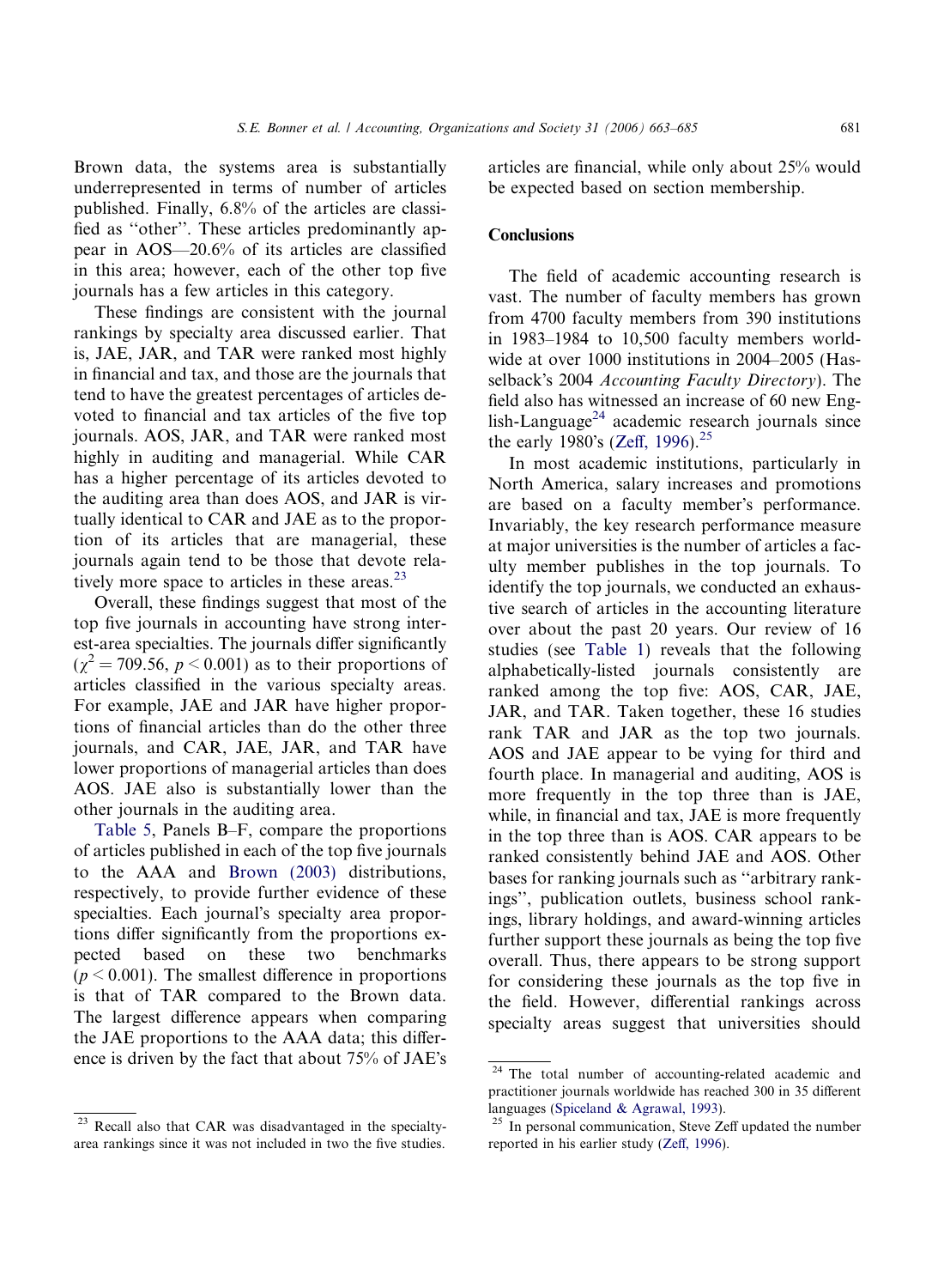Brown data, the systems area is substantially underrepresented in terms of number of articles published. Finally, 6.8% of the articles are classified as "other". These articles predominantly appear in AOS—20.6% of its articles are classified in this area; however, each of the other top five journals has a few articles in this category.

These findings are consistent with the journal rankings by specialty area discussed earlier. That is, JAE, JAR, and TAR were ranked most highly in financial and tax, and those are the journals that tend to have the greatest percentages of articles devoted to financial and tax articles of the five top journals. AOS, JAR, and TAR were ranked most highly in auditing and managerial. While CAR has a higher percentage of its articles devoted to the auditing area than does AOS, and JAR is virtually identical to CAR and JAE as to the proportion of its articles that are managerial, these journals again tend to be those that devote relatively more space to articles in these areas.[23]

Overall, these findings suggest that most of the top five journals in accounting have strong interest-area specialties. The journals differ significantly ($\chi^2 = 709.56$, $p < 0.001$) as to their proportions of articles classified in the various specialty areas. For example, JAE and JAR have higher proportions of financial articles than do the other three journals, and CAR, JAE, JAR, and TAR have lower proportions of managerial articles than does AOS. JAE also is substantially lower than the other journals in the auditing area.

Table 5, Panels B–F, compare the proportions of articles published in each of the top five journals to the AAA and Brown (2003) distributions, respectively, to provide further evidence of these specialties. Each journal's specialty area proportions differ significantly from the proportions expected based on these two benchmarks ($p < 0.001$). The smallest difference in proportions is that of TAR compared to the Brown data. The largest difference appears when comparing the JAE proportions to the AAA data; this difference is driven by the fact that about 75% of JAE's articles are financial, while only about 25% would be expected based on section membership.

## Conclusions

The field of academic accounting research is vast. The number of faculty members has grown from 4700 faculty members from 390 institutions in 1983–1984 to 10,500 faculty members worldwide at over 1000 institutions in 2004–2005 (Hasselback's 2004 *Accounting Faculty Directory*). The field also has witnessed an increase of 60 new English-Language[24] academic research journals since the early 1980's (Zeff, 1996).[25]

In most academic institutions, particularly in North America, salary increases and promotions are based on a faculty member's performance. Invariably, the key research performance measure at major universities is the number of articles a faculty member publishes in the top journals. To identify the top journals, we conducted an exhaustive search of articles in the accounting literature over about the past 20 years. Our review of 16 studies (see Table 1) reveals that the following alphabetically-listed journals consistently are ranked among the top five: AOS, CAR, JAE, JAR, and TAR. Taken together, these 16 studies rank TAR and JAR as the top two journals. AOS and JAE appear to be vying for third and fourth place. In managerial and auditing, AOS is more frequently in the top three than is JAE, while, in financial and tax, JAE is more frequently in the top three than is AOS. CAR appears to be ranked consistently behind JAE and AOS. Other bases for ranking journals such as "arbitrary rankings", publication outlets, business school rankings, library holdings, and award-winning articles further support these journals as being the top five overall. Thus, there appears to be strong support for considering these journals as the top five in the field. However, differential rankings across specialty areas suggest that universities should

---

[23] Recall also that CAR was disadvantaged in the specialty-area rankings since it was not included in two the five studies.

[24] The total number of accounting-related academic and practitioner journals worldwide has reached 300 in 35 different languages (Spiceland & Agrawal, 1993).

[25] In personal communication, Steve Zeff updated the number reported in his earlier study (Zeff, 1996).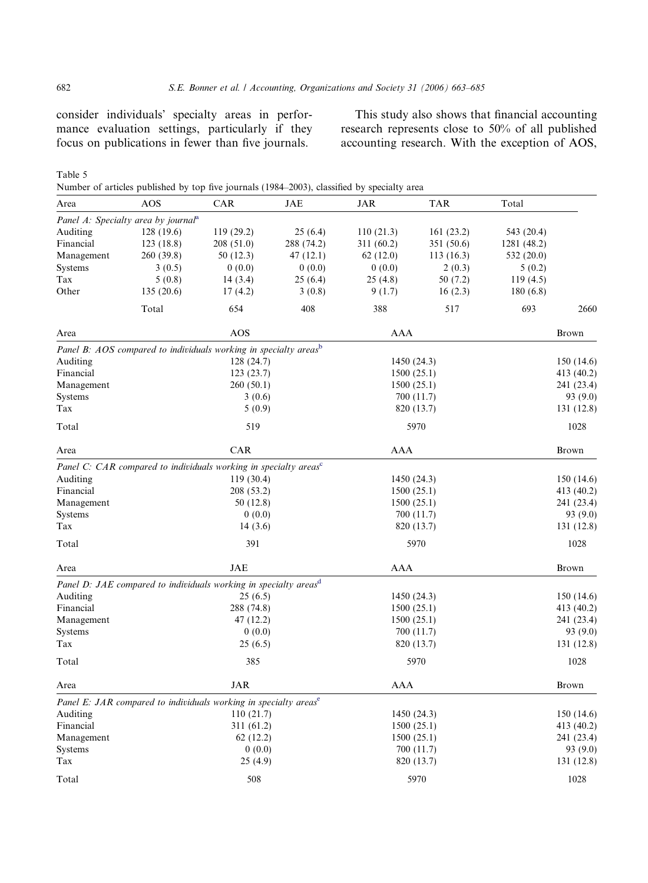consider individuals' specialty areas in performance evaluation settings, particularly if they focus on publications in fewer than five journals.

This study also shows that financial accounting research represents close to 50% of all published accounting research. With the exception of AOS,

Table 5
Number of articles published by top five journals (1984–2003), classified by specialty area

| Area | AOS | CAR | JAE | JAR | TAR | Total |
|---|---|---|---|---|---|---|
| *Panel A: Specialty area by journal*[a] | | | | | | |
| Auditing | 128 (19.6) | 119 (29.2) | 25 (6.4) | 110 (21.3) | 161 (23.2) | 543 (20.4) |
| Financial | 123 (18.8) | 208 (51.0) | 288 (74.2) | 311 (60.2) | 351 (50.6) | 1281 (48.2) |
| Management | 260 (39.8) | 50 (12.3) | 47 (12.1) | 62 (12.0) | 113 (16.3) | 532 (20.0) |
| Systems | 3 (0.5) | 0 (0.0) | 0 (0.0) | 0 (0.0) | 2 (0.3) | 5 (0.2) |
| Tax | 5 (0.8) | 14 (3.4) | 25 (6.4) | 25 (4.8) | 50 (7.2) | 119 (4.5) |
| Other | 135 (20.6) | 17 (4.2) | 3 (0.8) | 9 (1.7) | 16 (2.3) | 180 (6.8) |
| Total | 654 | 408 | 388 | 517 | 693 | 2660 |

| Area | AOS | AAA | Brown |
|---|---|---|---|
| *Panel B: AOS compared to individuals working in specialty areas*[b] | | | |
| Auditing | 128 (24.7) | 1450 (24.3) | 150 (14.6) |
| Financial | 123 (23.7) | 1500 (25.1) | 413 (40.2) |
| Management | 260 (50.1) | 1500 (25.1) | 241 (23.4) |
| Systems | 3 (0.6) | 700 (11.7) | 93 (9.0) |
| Tax | 5 (0.9) | 820 (13.7) | 131 (12.8) |
| Total | 519 | 5970 | 1028 |

| Area | CAR | AAA | Brown |
|---|---|---|---|
| *Panel C: CAR compared to individuals working in specialty areas*[c] | | | |
| Auditing | 119 (30.4) | 1450 (24.3) | 150 (14.6) |
| Financial | 208 (53.2) | 1500 (25.1) | 413 (40.2) |
| Management | 50 (12.8) | 1500 (25.1) | 241 (23.4) |
| Systems | 0 (0.0) | 700 (11.7) | 93 (9.0) |
| Tax | 14 (3.6) | 820 (13.7) | 131 (12.8) |
| Total | 391 | 5970 | 1028 |

| Area | JAE | AAA | Brown |
|---|---|---|---|
| *Panel D: JAE compared to individuals working in specialty areas*[d] | | | |
| Auditing | 25 (6.5) | 1450 (24.3) | 150 (14.6) |
| Financial | 288 (74.8) | 1500 (25.1) | 413 (40.2) |
| Management | 47 (12.2) | 1500 (25.1) | 241 (23.4) |
| Systems | 0 (0.0) | 700 (11.7) | 93 (9.0) |
| Tax | 25 (6.5) | 820 (13.7) | 131 (12.8) |
| Total | 385 | 5970 | 1028 |

| Area | JAR | AAA | Brown |
|---|---|---|---|
| *Panel E: JAR compared to individuals working in specialty areas*[e] | | | |
| Auditing | 110 (21.7) | 1450 (24.3) | 150 (14.6) |
| Financial | 311 (61.2) | 1500 (25.1) | 413 (40.2) |
| Management | 62 (12.2) | 1500 (25.1) | 241 (23.4) |
| Systems | 0 (0.0) | 700 (11.7) | 93 (9.0) |
| Tax | 25 (4.9) | 820 (13.7) | 131 (12.8) |
| Total | 508 | 5970 | 1028 |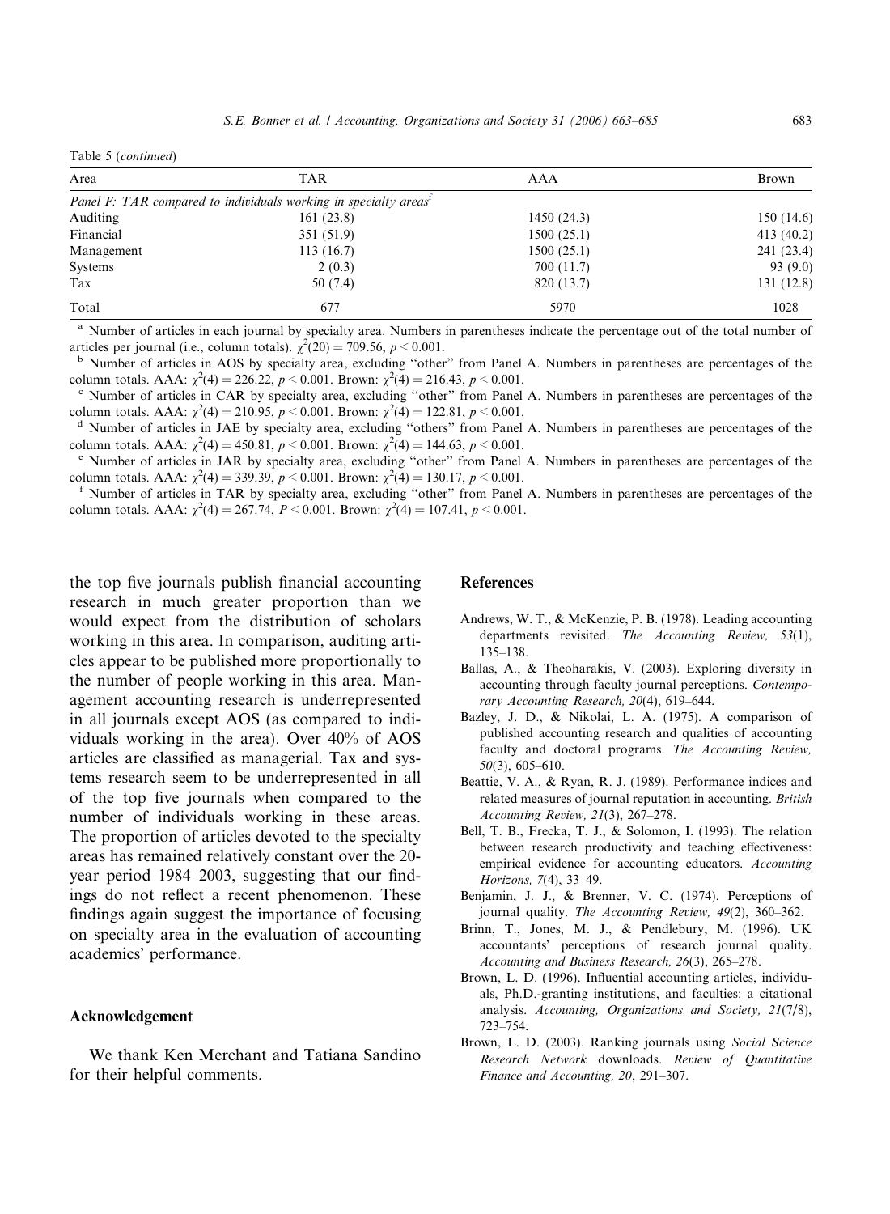Table 5 (*continued*)

| Area | TAR | AAA | Brown |
|---|---|---|---|
| *Panel F: TAR compared to individuals working in specialty areas*[f] | | | |
| Auditing | 161 (23.8) | 1450 (24.3) | 150 (14.6) |
| Financial | 351 (51.9) | 1500 (25.1) | 413 (40.2) |
| Management | 113 (16.7) | 1500 (25.1) | 241 (23.4) |
| Systems | 2 (0.3) | 700 (11.7) | 93 (9.0) |
| Tax | 50 (7.4) | 820 (13.7) | 131 (12.8) |
| Total | 677 | 5970 | 1028 |

[a] Number of articles in each journal by specialty area. Numbers in parentheses indicate the percentage out of the total number of articles per journal (i.e., column totals). $\chi^2(20) = 709.56$, $p < 0.001$.

[b] Number of articles in AOS by specialty area, excluding "other" from Panel A. Numbers in parentheses are percentages of the column totals. AAA: $\chi^2(4) = 226.22$, $p < 0.001$. Brown: $\chi^2(4) = 216.43$, $p < 0.001$.

[c] Number of articles in CAR by specialty area, excluding "other" from Panel A. Numbers in parentheses are percentages of the column totals. AAA: $\chi^2(4) = 210.95$, $p < 0.001$. Brown: $\chi^2(4) = 122.81$, $p < 0.001$.

[d] Number of articles in JAE by specialty area, excluding "others" from Panel A. Numbers in parentheses are percentages of the column totals. AAA: $\chi^2(4) = 450.81$, $p < 0.001$. Brown: $\chi^2(4) = 144.63$, $p < 0.001$.

[e] Number of articles in JAR by specialty area, excluding "other" from Panel A. Numbers in parentheses are percentages of the column totals. AAA: $\chi^2(4) = 339.39$, $p < 0.001$. Brown: $\chi^2(4) = 130.17$, $p < 0.001$.

[f] Number of articles in TAR by specialty area, excluding "other" from Panel A. Numbers in parentheses are percentages of the column totals. AAA: $\chi^2(4) = 267.74$, $P < 0.001$. Brown: $\chi^2(4) = 107.41$, $p < 0.001$.

the top five journals publish financial accounting research in much greater proportion than we would expect from the distribution of scholars working in this area. In comparison, auditing articles appear to be published more proportionally to the number of people working in this area. Management accounting research is underrepresented in all journals except AOS (as compared to individuals working in the area). Over 40% of AOS articles are classified as managerial. Tax and systems research seem to be underrepresented in all of the top five journals when compared to the number of individuals working in these areas. The proportion of articles devoted to the specialty areas has remained relatively constant over the 20-year period 1984–2003, suggesting that our findings do not reflect a recent phenomenon. These findings again suggest the importance of focusing on specialty area in the evaluation of accounting academics' performance.

## Acknowledgement

We thank Ken Merchant and Tatiana Sandino for their helpful comments.

## References

Andrews, W. T., & McKenzie, P. B. (1978). Leading accounting departments revisited. *The Accounting Review, 53*(1), 135–138.

Ballas, A., & Theoharakis, V. (2003). Exploring diversity in accounting through faculty journal perceptions. *Contemporary Accounting Research, 20*(4), 619–644.

Bazley, J. D., & Nikolai, L. A. (1975). A comparison of published accounting research and qualities of accounting faculty and doctoral programs. *The Accounting Review, 50*(3), 605–610.

Beattie, V. A., & Ryan, R. J. (1989). Performance indices and related measures of journal reputation in accounting. *British Accounting Review, 21*(3), 267–278.

Bell, T. B., Frecka, T. J., & Solomon, I. (1993). The relation between research productivity and teaching effectiveness: empirical evidence for accounting educators. *Accounting Horizons, 7*(4), 33–49.

Benjamin, J. J., & Brenner, V. C. (1974). Perceptions of journal quality. *The Accounting Review, 49*(2), 360–362.

Brinn, T., Jones, M. J., & Pendlebury, M. (1996). UK accountants' perceptions of research journal quality. *Accounting and Business Research, 26*(3), 265–278.

Brown, L. D. (1996). Influential accounting articles, individuals, Ph.D.-granting institutions, and faculties: a citational analysis. *Accounting, Organizations and Society, 21*(7/8), 723–754.

Brown, L. D. (2003). Ranking journals using *Social Science Research Network* downloads. *Review of Quantitative Finance and Accounting, 20*, 291–307.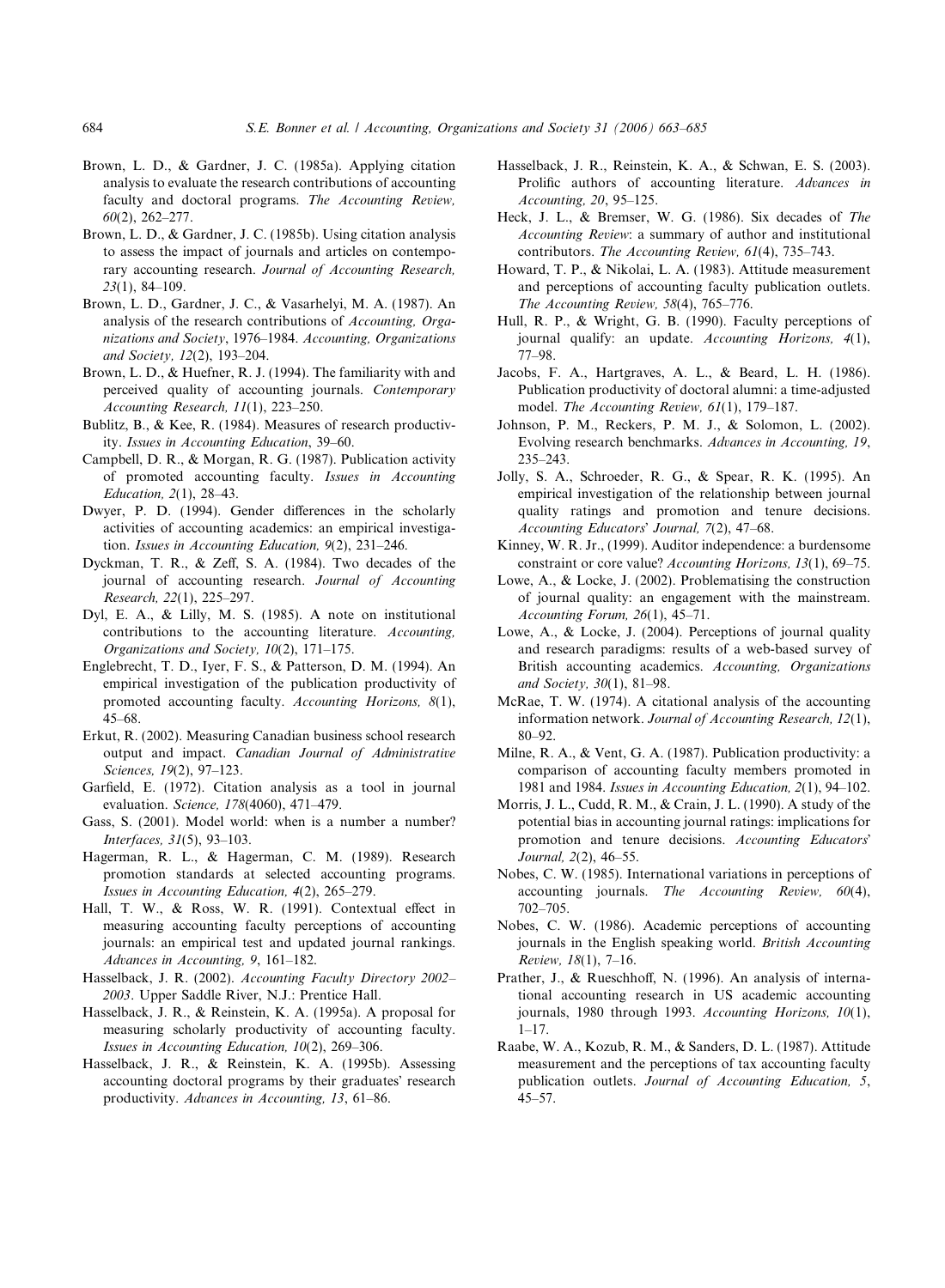Brown, L. D., & Gardner, J. C. (1985a). Applying citation analysis to evaluate the research contributions of accounting faculty and doctoral programs. *The Accounting Review, 60*(2), 262–277.

Brown, L. D., & Gardner, J. C. (1985b). Using citation analysis to assess the impact of journals and articles on contemporary accounting research. *Journal of Accounting Research, 23*(1), 84–109.

Brown, L. D., Gardner, J. C., & Vasarhelyi, M. A. (1987). An analysis of the research contributions of *Accounting, Organizations and Society*, 1976–1984. *Accounting, Organizations and Society, 12*(2), 193–204.

Brown, L. D., & Huefner, R. J. (1994). The familiarity with and perceived quality of accounting journals. *Contemporary Accounting Research, 11*(1), 223–250.

Bublitz, B., & Kee, R. (1984). Measures of research productivity. *Issues in Accounting Education*, 39–60.

Campbell, D. R., & Morgan, R. G. (1987). Publication activity of promoted accounting faculty. *Issues in Accounting Education, 2*(1), 28–43.

Dwyer, P. D. (1994). Gender differences in the scholarly activities of accounting academics: an empirical investigation. *Issues in Accounting Education, 9*(2), 231–246.

Dyckman, T. R., & Zeff, S. A. (1984). Two decades of the journal of accounting research. *Journal of Accounting Research, 22*(1), 225–297.

Dyl, E. A., & Lilly, M. S. (1985). A note on institutional contributions to the accounting literature. *Accounting, Organizations and Society, 10*(2), 171–175.

Englebrecht, T. D., Iyer, F. S., & Patterson, D. M. (1994). An empirical investigation of the publication productivity of promoted accounting faculty. *Accounting Horizons, 8*(1), 45–68.

Erkut, R. (2002). Measuring Canadian business school research output and impact. *Canadian Journal of Administrative Sciences, 19*(2), 97–123.

Garfield, E. (1972). Citation analysis as a tool in journal evaluation. *Science, 178*(4060), 471–479.

Gass, S. (2001). Model world: when is a number a number? *Interfaces, 31*(5), 93–103.

Hagerman, R. L., & Hagerman, C. M. (1989). Research promotion standards at selected accounting programs. *Issues in Accounting Education, 4*(2), 265–279.

Hall, T. W., & Ross, W. R. (1991). Contextual effect in measuring accounting faculty perceptions of accounting journals: an empirical test and updated journal rankings. *Advances in Accounting, 9*, 161–182.

Hasselback, J. R. (2002). *Accounting Faculty Directory 2002–2003*. Upper Saddle River, N.J.: Prentice Hall.

Hasselback, J. R., & Reinstein, K. A. (1995a). A proposal for measuring scholarly productivity of accounting faculty. *Issues in Accounting Education, 10*(2), 269–306.

Hasselback, J. R., & Reinstein, K. A. (1995b). Assessing accounting doctoral programs by their graduates' research productivity. *Advances in Accounting, 13*, 61–86.

Hasselback, J. R., Reinstein, K. A., & Schwan, E. S. (2003). Prolific authors of accounting literature. *Advances in Accounting, 20*, 95–125.

Heck, J. L., & Bremser, W. G. (1986). Six decades of *The Accounting Review*: a summary of author and institutional contributors. *The Accounting Review, 61*(4), 735–743.

Howard, T. P., & Nikolai, L. A. (1983). Attitude measurement and perceptions of accounting faculty publication outlets. *The Accounting Review, 58*(4), 765–776.

Hull, R. P., & Wright, G. B. (1990). Faculty perceptions of journal qualify: an update. *Accounting Horizons, 4*(1), 77–98.

Jacobs, F. A., Hartgraves, A. L., & Beard, L. H. (1986). Publication productivity of doctoral alumni: a time-adjusted model. *The Accounting Review, 61*(1), 179–187.

Johnson, P. M., Reckers, P. M. J., & Solomon, L. (2002). Evolving research benchmarks. *Advances in Accounting, 19*, 235–243.

Jolly, S. A., Schroeder, R. G., & Spear, R. K. (1995). An empirical investigation of the relationship between journal quality ratings and promotion and tenure decisions. *Accounting Educators' Journal, 7*(2), 47–68.

Kinney, W. R. Jr., (1999). Auditor independence: a burdensome constraint or core value? *Accounting Horizons, 13*(1), 69–75.

Lowe, A., & Locke, J. (2002). Problematising the construction of journal quality: an engagement with the mainstream. *Accounting Forum, 26*(1), 45–71.

Lowe, A., & Locke, J. (2004). Perceptions of journal quality and research paradigms: results of a web-based survey of British accounting academics. *Accounting, Organizations and Society, 30*(1), 81–98.

McRae, T. W. (1974). A citational analysis of the accounting information network. *Journal of Accounting Research, 12*(1), 80–92.

Milne, R. A., & Vent, G. A. (1987). Publication productivity: a comparison of accounting faculty members promoted in 1981 and 1984. *Issues in Accounting Education, 2*(1), 94–102.

Morris, J. L., Cudd, R. M., & Crain, J. L. (1990). A study of the potential bias in accounting journal ratings: implications for promotion and tenure decisions. *Accounting Educators' Journal, 2*(2), 46–55.

Nobes, C. W. (1985). International variations in perceptions of accounting journals. *The Accounting Review, 60*(4), 702–705.

Nobes, C. W. (1986). Academic perceptions of accounting journals in the English speaking world. *British Accounting Review, 18*(1), 7–16.

Prather, J., & Rueschhoff, N. (1996). An analysis of international accounting research in US academic accounting journals, 1980 through 1993. *Accounting Horizons, 10*(1), 1–17.

Raabe, W. A., Kozub, R. M., & Sanders, D. L. (1987). Attitude measurement and the perceptions of tax accounting faculty publication outlets. *Journal of Accounting Education, 5*, 45–57.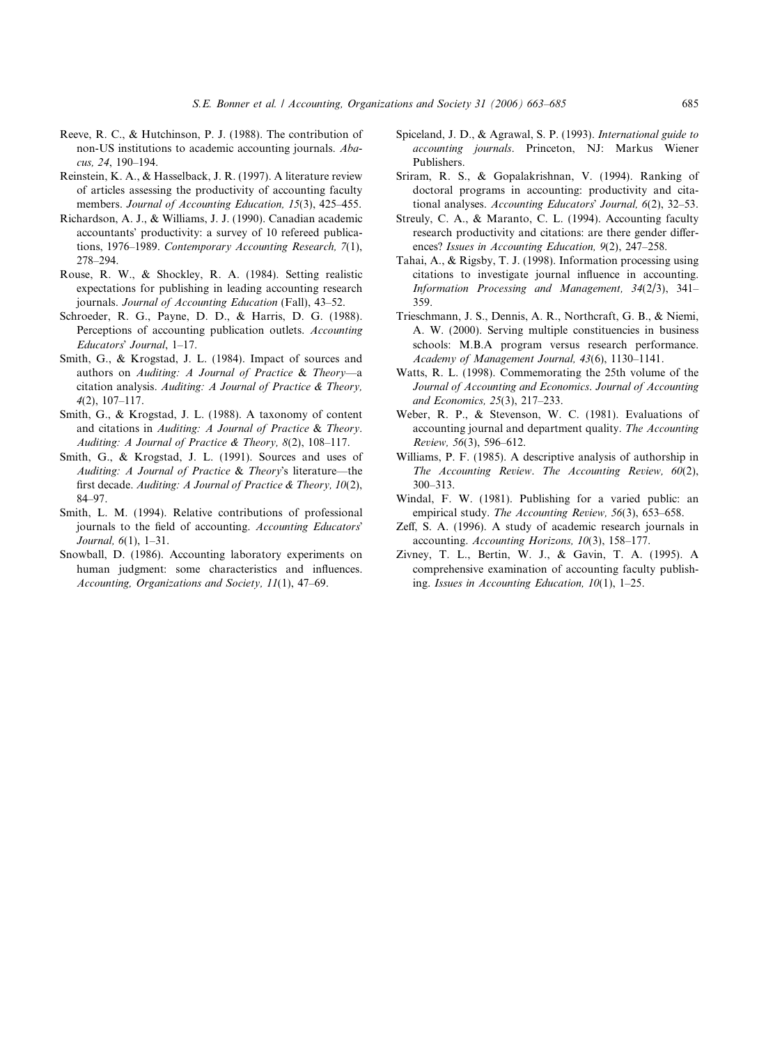Reeve, R. C., & Hutchinson, P. J. (1988). The contribution of non-US institutions to academic accounting journals. *Abacus, 24*, 190–194.

Reinstein, K. A., & Hasselback, J. R. (1997). A literature review of articles assessing the productivity of accounting faculty members. *Journal of Accounting Education, 15*(3), 425–455.

Richardson, A. J., & Williams, J. J. (1990). Canadian academic accountants' productivity: a survey of 10 refereed publications, 1976–1989. *Contemporary Accounting Research, 7*(1), 278–294.

Rouse, R. W., & Shockley, R. A. (1984). Setting realistic expectations for publishing in leading accounting research journals. *Journal of Accounting Education* (Fall), 43–52.

Schroeder, R. G., Payne, D. D., & Harris, D. G. (1988). Perceptions of accounting publication outlets. *Accounting Educators' Journal*, 1–17.

Smith, G., & Krogstad, J. L. (1984). Impact of sources and authors on *Auditing: A Journal of Practice* & *Theory*—a citation analysis. *Auditing: A Journal of Practice & Theory, 4*(2), 107–117.

Smith, G., & Krogstad, J. L. (1988). A taxonomy of content and citations in *Auditing: A Journal of Practice* & *Theory*. *Auditing: A Journal of Practice & Theory, 8*(2), 108–117.

Smith, G., & Krogstad, J. L. (1991). Sources and uses of *Auditing: A Journal of Practice* & *Theory*'s literature—the first decade. *Auditing: A Journal of Practice & Theory, 10*(2), 84–97.

Smith, L. M. (1994). Relative contributions of professional journals to the field of accounting. *Accounting Educators' Journal, 6*(1), 1–31.

Snowball, D. (1986). Accounting laboratory experiments on human judgment: some characteristics and influences. *Accounting, Organizations and Society, 11*(1), 47–69.

Spiceland, J. D., & Agrawal, S. P. (1993). *International guide to accounting journals*. Princeton, NJ: Markus Wiener Publishers.

Sriram, R. S., & Gopalakrishnan, V. (1994). Ranking of doctoral programs in accounting: productivity and citational analyses. *Accounting Educators' Journal, 6*(2), 32–53.

Streuly, C. A., & Maranto, C. L. (1994). Accounting faculty research productivity and citations: are there gender differences? *Issues in Accounting Education, 9*(2), 247–258.

Tahai, A., & Rigsby, T. J. (1998). Information processing using citations to investigate journal influence in accounting. *Information Processing and Management, 34*(2/3), 341–359.

Trieschmann, J. S., Dennis, A. R., Northcraft, G. B., & Niemi, A. W. (2000). Serving multiple constituencies in business schools: M.B.A program versus research performance. *Academy of Management Journal, 43*(6), 1130–1141.

Watts, R. L. (1998). Commemorating the 25th volume of the *Journal of Accounting and Economics*. *Journal of Accounting and Economics, 25*(3), 217–233.

Weber, R. P., & Stevenson, W. C. (1981). Evaluations of accounting journal and department quality. *The Accounting Review, 56*(3), 596–612.

Williams, P. F. (1985). A descriptive analysis of authorship in *The Accounting Review*. *The Accounting Review, 60*(2), 300–313.

Windal, F. W. (1981). Publishing for a varied public: an empirical study. *The Accounting Review, 56*(3), 653–658.

Zeff, S. A. (1996). A study of academic research journals in accounting. *Accounting Horizons, 10*(3), 158–177.

Zivney, T. L., Bertin, W. J., & Gavin, T. A. (1995). A comprehensive examination of accounting faculty publishing. *Issues in Accounting Education, 10*(1), 1–25.